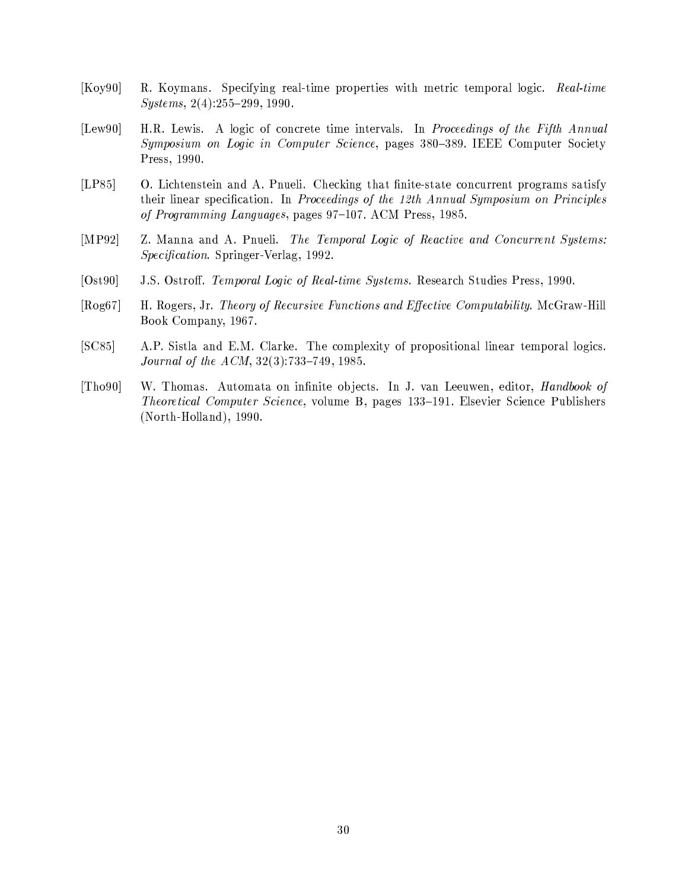[Koy90] R. Koymans. Specifying real-time properties with metric temporal logic. *Real-time Systems*, 2(4):255–299, 1990.

[Lew90] H.R. Lewis. A logic of concrete time intervals. In *Proceedings of the Fifth Annual Symposium on Logic in Computer Science*, pages 380–389. IEEE Computer Society Press, 1990.

[LP85] O. Lichtenstein and A. Pnueli. Checking that finite-state concurrent programs satisfy their linear specification. In *Proceedings of the 12th Annual Symposium on Principles of Programming Languages*, pages 97–107. ACM Press, 1985.

[MP92] Z. Manna and A. Pnueli. *The Temporal Logic of Reactive and Concurrent Systems: Specification*. Springer-Verlag, 1992.

[Ost90] J.S. Ostroff. *Temporal Logic of Real-time Systems*. Research Studies Press, 1990.

[Rog67] H. Rogers, Jr. *Theory of Recursive Functions and Effective Computability*. McGraw-Hill Book Company, 1967.

[SC85] A.P. Sistla and E.M. Clarke. The complexity of propositional linear temporal logics. *Journal of the ACM*, 32(3):733–749, 1985.

[Tho90] W. Thomas. Automata on infinite objects. In J. van Leeuwen, editor, *Handbook of Theoretical Computer Science*, volume B, pages 133–191. Elsevier Science Publishers (North-Holland), 1990.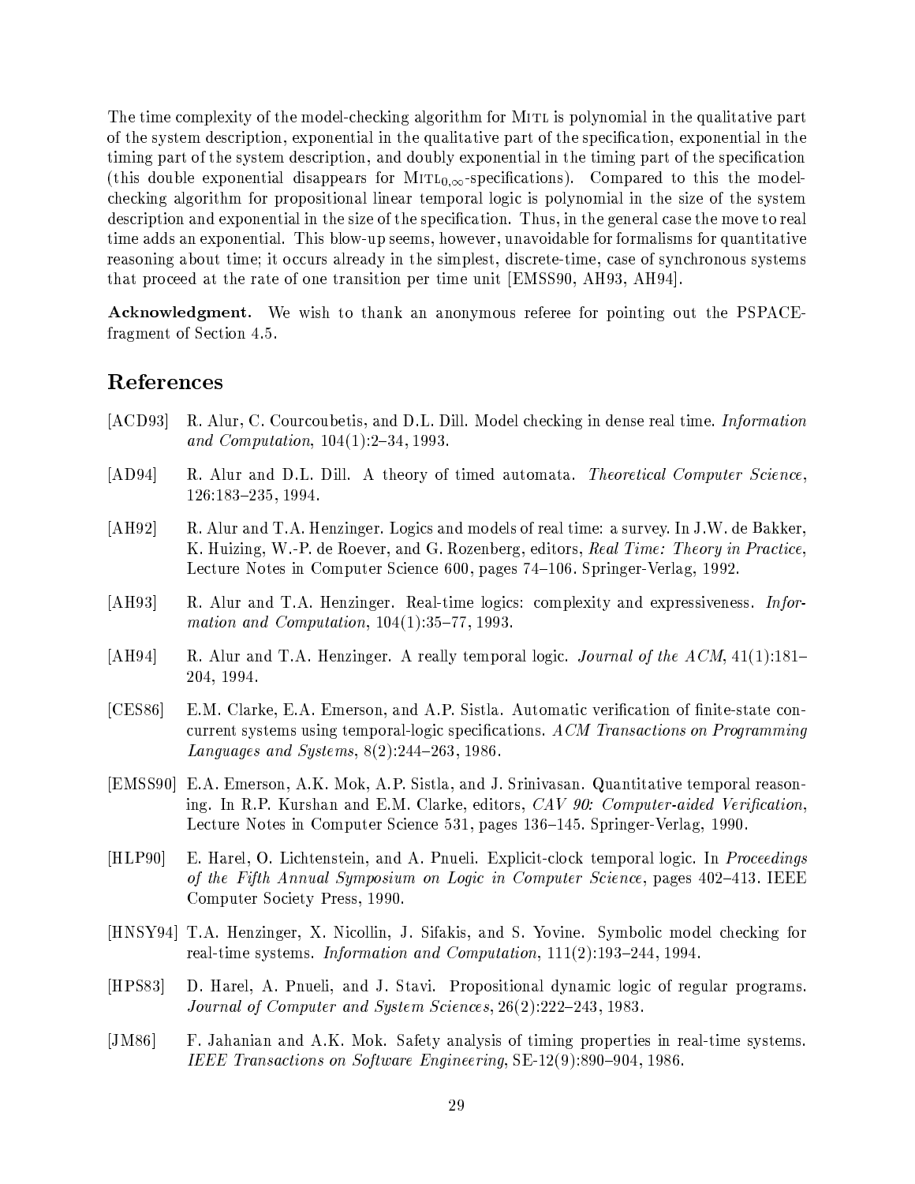The time complexity of the model-checking algorithm for MITL is polynomial in the qualitative part of the system description, exponential in the qualitative part of the specification, exponential in the timing part of the system description, and doubly exponential in the timing part of the specification (this double exponential disappears for $\text{MITL}_{0,\infty}$-specifications). Compared to this the model-checking algorithm for propositional linear temporal logic is polynomial in the size of the system description and exponential in the size of the specification. Thus, in the general case the move to real time adds an exponential. This blow-up seems, however, unavoidable for formalisms for quantitative reasoning about time; it occurs already in the simplest, discrete-time, case of synchronous systems that proceed at the rate of one transition per time unit [EMSS90, AH93, AH94].

**Acknowledgment.** We wish to thank an anonymous referee for pointing out the PSPACE-fragment of Section 4.5.

## References

[ACD93] R. Alur, C. Courcoubetis, and D.L. Dill. Model checking in dense real time. *Information and Computation*, 104(1):2–34, 1993.

[AD94] R. Alur and D.L. Dill. A theory of timed automata. *Theoretical Computer Science*, 126:183–235, 1994.

[AH92] R. Alur and T.A. Henzinger. Logics and models of real time: a survey. In J.W. de Bakker, K. Huizing, W.-P. de Roever, and G. Rozenberg, editors, *Real Time: Theory in Practice*, Lecture Notes in Computer Science 600, pages 74–106. Springer-Verlag, 1992.

[AH93] R. Alur and T.A. Henzinger. Real-time logics: complexity and expressiveness. *Information and Computation*, 104(1):35–77, 1993.

[AH94] R. Alur and T.A. Henzinger. A really temporal logic. *Journal of the ACM*, 41(1):181–204, 1994.

[CES86] E.M. Clarke, E.A. Emerson, and A.P. Sistla. Automatic verification of finite-state concurrent systems using temporal-logic specifications. *ACM Transactions on Programming Languages and Systems*, 8(2):244–263, 1986.

[EMSS90] E.A. Emerson, A.K. Mok, A.P. Sistla, and J. Srinivasan. Quantitative temporal reasoning. In R.P. Kurshan and E.M. Clarke, editors, *CAV 90: Computer-aided Verification*, Lecture Notes in Computer Science 531, pages 136–145. Springer-Verlag, 1990.

[HLP90] E. Harel, O. Lichtenstein, and A. Pnueli. Explicit-clock temporal logic. In *Proceedings of the Fifth Annual Symposium on Logic in Computer Science*, pages 402–413. IEEE Computer Society Press, 1990.

[HNSY94] T.A. Henzinger, X. Nicollin, J. Sifakis, and S. Yovine. Symbolic model checking for real-time systems. *Information and Computation*, 111(2):193–244, 1994.

[HPS83] D. Harel, A. Pnueli, and J. Stavi. Propositional dynamic logic of regular programs. *Journal of Computer and System Sciences*, 26(2):222–243, 1983.

[JM86] F. Jahanian and A.K. Mok. Safety analysis of timing properties in real-time systems. *IEEE Transactions on Software Engineering*, SE-12(9):890–904, 1986.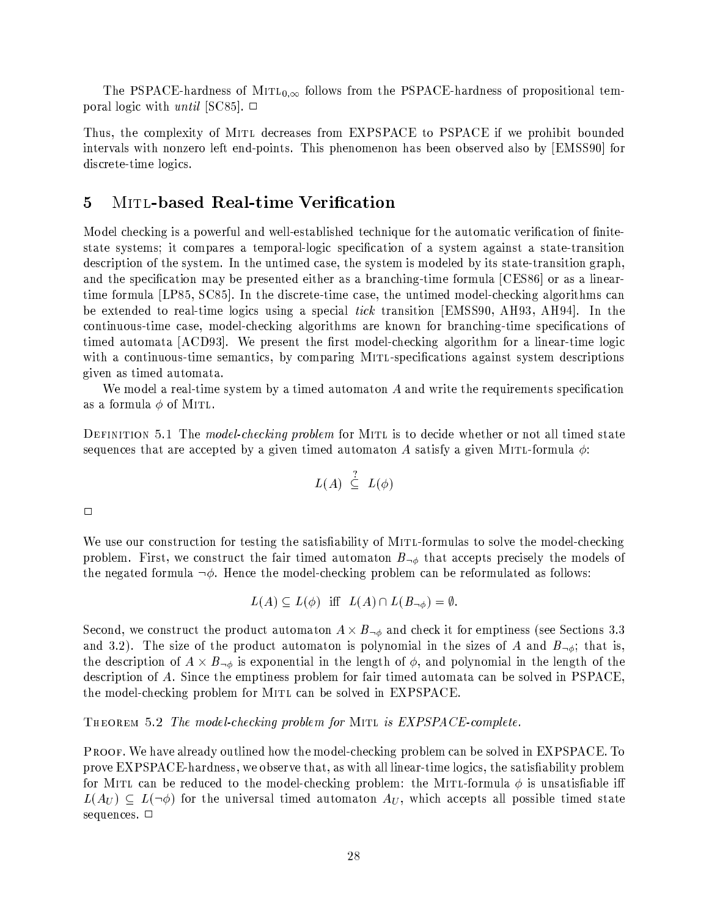The PSPACE-hardness of $\text{MITL}_{0,\infty}$ follows from the PSPACE-hardness of propositional temporal logic with *until* [SC85]. □

Thus, the complexity of MITL decreases from EXPSPACE to PSPACE if we prohibit bounded intervals with nonzero left end-points. This phenomenon has been observed also by [EMSS90] for discrete-time logics.

# 5 MITL-based Real-time Verification

Model checking is a powerful and well-established technique for the automatic verification of finite-state systems; it compares a temporal-logic specification of a system against a state-transition description of the system. In the untimed case, the system is modeled by its state-transition graph, and the specification may be presented either as a branching-time formula [CES86] or as a linear-time formula [LP85, SC85]. In the discrete-time case, the untimed model-checking algorithms can be extended to real-time logics using a special *tick* transition [EMSS90, AH93, AH94]. In the continuous-time case, model-checking algorithms are known for branching-time specifications of timed automata [ACD93]. We present the first model-checking algorithm for a linear-time logic with a continuous-time semantics, by comparing MITL-specifications against system descriptions given as timed automata.

We model a real-time system by a timed automaton $A$ and write the requirements specification as a formula $\phi$ of MITL.

Definition 5.1 The *model-checking problem* for MITL is to decide whether or not all timed state sequences that are accepted by a given timed automaton $A$ satisfy a given MITL-formula $\phi$:

$$L(A) \overset{?}{\subseteq} L(\phi)$$

□

We use our construction for testing the satisfiability of MITL-formulas to solve the model-checking problem. First, we construct the fair timed automaton $B_{\neg\phi}$ that accepts precisely the models of the negated formula $\neg\phi$. Hence the model-checking problem can be reformulated as follows:

$$L(A) \subseteq L(\phi) \text{ iff } L(A) \cap L(B_{\neg\phi}) = \emptyset.$$

Second, we construct the product automaton $A \times B_{\neg\phi}$ and check it for emptiness (see Sections 3.3 and 3.2). The size of the product automaton is polynomial in the sizes of $A$ and $B_{\neg\phi}$; that is, the description of $A \times B_{\neg\phi}$ is exponential in the length of $\phi$, and polynomial in the length of the description of $A$. Since the emptiness problem for fair timed automata can be solved in PSPACE, the model-checking problem for MITL can be solved in EXPSPACE.

Theorem 5.2 *The model-checking problem for* MITL *is EXPSPACE-complete.*

Proof. We have already outlined how the model-checking problem can be solved in EXPSPACE. To prove EXPSPACE-hardness, we observe that, as with all linear-time logics, the satisfiability problem for MITL can be reduced to the model-checking problem: the MITL-formula $\phi$ is unsatisfiable iff $L(A_U) \subseteq L(\neg\phi)$ for the universal timed automaton $A_U$, which accepts all possible timed state sequences. □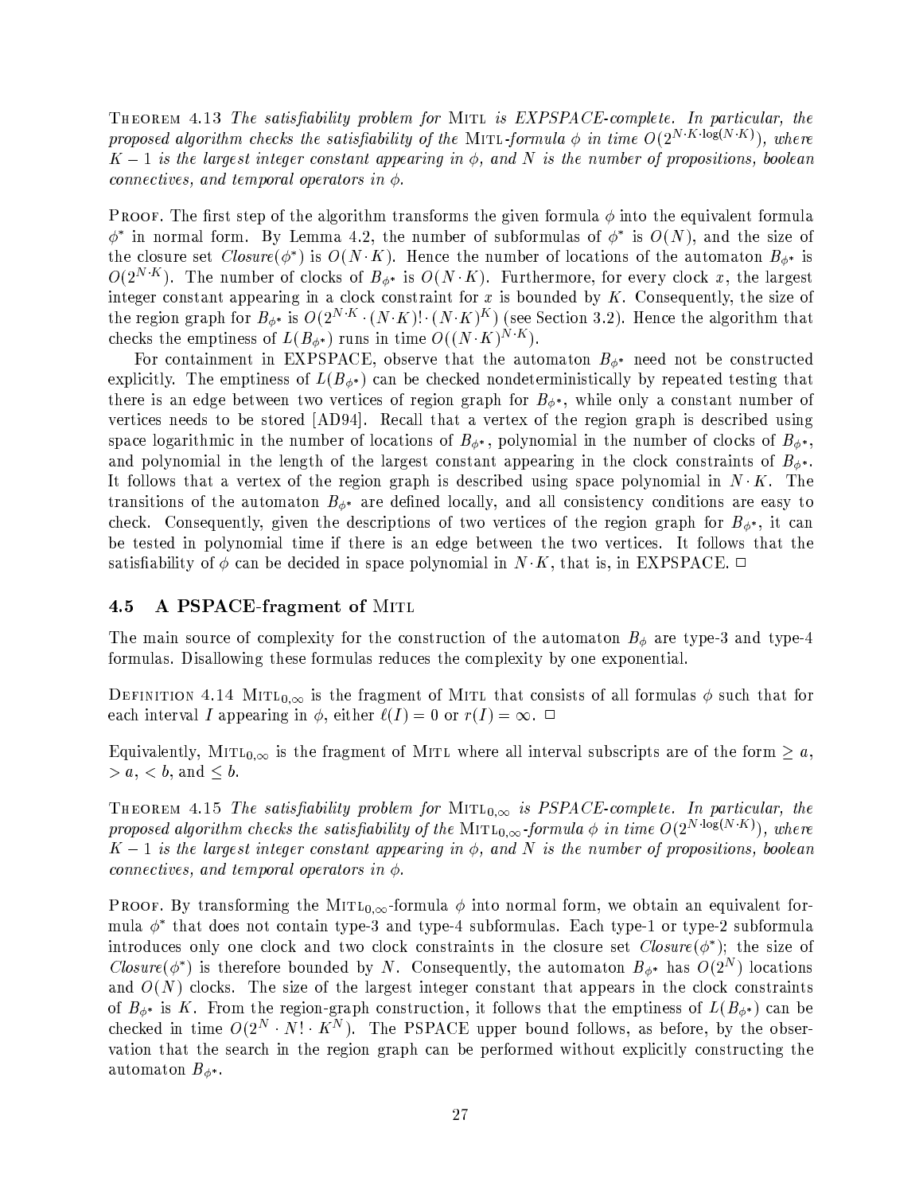THEOREM 4.13 *The satisfiability problem for* MITL *is EXPSPACE-complete. In particular, the proposed algorithm checks the satisfiability of the* MITL*-formula $\phi$ in time $O(2^{N \cdot K \cdot \log(N \cdot K)})$, where $K-1$ is the largest integer constant appearing in $\phi$, and $N$ is the number of propositions, boolean connectives, and temporal operators in $\phi$.*

PROOF. The first step of the algorithm transforms the given formula $\phi$ into the equivalent formula $\phi^*$ in normal form. By Lemma 4.2, the number of subformulas of $\phi^*$ is $O(N)$, and the size of the closure set *Closure*$(\phi^*)$ is $O(N \cdot K)$. Hence the number of locations of the automaton $B_{\phi^*}$ is $O(2^{N \cdot K})$. The number of clocks of $B_{\phi^*}$ is $O(N \cdot K)$. Furthermore, for every clock $x$, the largest integer constant appearing in a clock constraint for $x$ is bounded by $K$. Consequently, the size of the region graph for $B_{\phi^*}$ is $O(2^{N \cdot K} \cdot (N \cdot K)! \cdot (N \cdot K)^K)$ (see Section 3.2). Hence the algorithm that checks the emptiness of $L(B_{\phi^*})$ runs in time $O((N \cdot K)^{N \cdot K})$.

For containment in EXPSPACE, observe that the automaton $B_{\phi^*}$ need not be constructed explicitly. The emptiness of $L(B_{\phi^*})$ can be checked nondeterministically by repeated testing that there is an edge between two vertices of region graph for $B_{\phi^*}$, while only a constant number of vertices needs to be stored [AD94]. Recall that a vertex of the region graph is described using space logarithmic in the number of locations of $B_{\phi^*}$, polynomial in the number of clocks of $B_{\phi^*}$, and polynomial in the length of the largest constant appearing in the clock constraints of $B_{\phi^*}$. It follows that a vertex of the region graph is described using space polynomial in $N \cdot K$. The transitions of the automaton $B_{\phi^*}$ are defined locally, and all consistency conditions are easy to check. Consequently, given the descriptions of two vertices of the region graph for $B_{\phi^*}$, it can be tested in polynomial time if there is an edge between the two vertices. It follows that the satisfiability of $\phi$ can be decided in space polynomial in $N \cdot K$, that is, in EXPSPACE. □

## 4.5 A PSPACE-fragment of MITL

The main source of complexity for the construction of the automaton $B_\phi$ are type-3 and type-4 formulas. Disallowing these formulas reduces the complexity by one exponential.

DEFINITION 4.14 $\text{MITL}_{0,\infty}$ is the fragment of MITL that consists of all formulas $\phi$ such that for each interval $I$ appearing in $\phi$, either $\ell(I) = 0$ or $r(I) = \infty$. □

Equivalently, $\text{MITL}_{0,\infty}$ is the fragment of MITL where all interval subscripts are of the form $\geq a$, $> a$, $< b$, and $\leq b$.

THEOREM 4.15 *The satisfiability problem for $\text{MITL}_{0,\infty}$ is PSPACE-complete. In particular, the proposed algorithm checks the satisfiability of the $\text{MITL}_{0,\infty}$-formula $\phi$ in time $O(2^{N \cdot \log(N \cdot K)})$, where $K-1$ is the largest integer constant appearing in $\phi$, and $N$ is the number of propositions, boolean connectives, and temporal operators in $\phi$.*

PROOF. By transforming the $\text{MITL}_{0,\infty}$-formula $\phi$ into normal form, we obtain an equivalent formula $\phi^*$ that does not contain type-3 and type-4 subformulas. Each type-1 or type-2 subformula introduces only one clock and two clock constraints in the closure set *Closure*$(\phi^*)$; the size of *Closure*$(\phi^*)$ is therefore bounded by $N$. Consequently, the automaton $B_{\phi^*}$ has $O(2^N)$ locations and $O(N)$ clocks. The size of the largest integer constant that appears in the clock constraints of $B_{\phi^*}$ is $K$. From the region-graph construction, it follows that the emptiness of $L(B_{\phi^*})$ can be checked in time $O(2^N \cdot N! \cdot K^N)$. The PSPACE upper bound follows, as before, by the observation that the search in the region graph can be performed without explicitly constructing the automaton $B_{\phi^*}$.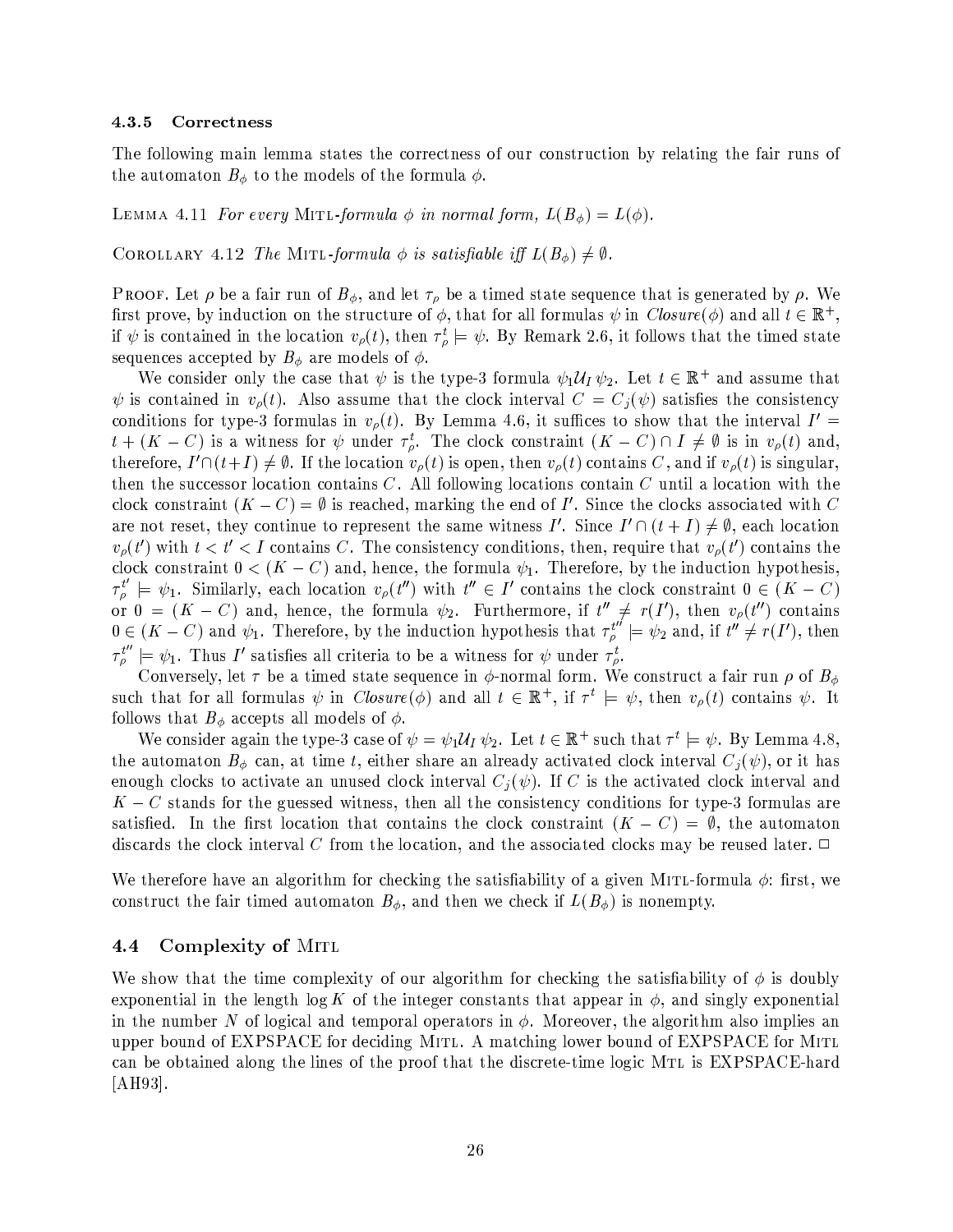#### 4.3.5 Correctness

The following main lemma states the correctness of our construction by relating the fair runs of the automaton $B_\phi$ to the models of the formula $\phi$.

LEMMA 4.11 *For every* MITL*-formula $\phi$ in normal form, $L(B_\phi) = L(\phi)$.*

COROLLARY 4.12 *The* MITL*-formula $\phi$ is satisfiable iff $L(B_\phi) \neq \emptyset$.*

PROOF. Let $\rho$ be a fair run of $B_\phi$, and let $\tau_\rho$ be a timed state sequence that is generated by $\rho$. We first prove, by induction on the structure of $\phi$, that for all formulas $\psi$ in *Closure*($\phi$) and all $t \in \mathbb{R}^+$, if $\psi$ is contained in the location $v_\rho(t)$, then $\tau_\rho^t \models \psi$. By Remark 2.6, it follows that the timed state sequences accepted by $B_\phi$ are models of $\phi$.

We consider only the case that $\psi$ is the type-3 formula $\psi_1 \mathcal{U}_I \psi_2$. Let $t \in \mathbb{R}^+$ and assume that $\psi$ is contained in $v_\rho(t)$. Also assume that the clock interval $C = C_j(\psi)$ satisfies the consistency conditions for type-3 formulas in $v_\rho(t)$. By Lemma 4.6, it suffices to show that the interval $I' = t + (K - C)$ is a witness for $\psi$ under $\tau_\rho^t$. The clock constraint $(K - C) \cap I \neq \emptyset$ is in $v_\rho(t)$ and, therefore, $I' \cap (t + I) \neq \emptyset$. If the location $v_\rho(t)$ is open, then $v_\rho(t)$ contains $C$, and if $v_\rho(t)$ is singular, then the successor location contains $C$. All following locations contain $C$ until a location with the clock constraint $(K - C) = \emptyset$ is reached, marking the end of $I'$. Since the clocks associated with $C$ are not reset, they continue to represent the same witness $I'$. Since $I' \cap (t + I) \neq \emptyset$, each location $v_\rho(t')$ with $t < t' < I$ contains $C$. The consistency conditions, then, require that $v_\rho(t')$ contains the clock constraint $0 < (K - C)$ and, hence, the formula $\psi_1$. Therefore, by the induction hypothesis, $\tau_\rho^{t'} \models \psi_1$. Similarly, each location $v_\rho(t'')$ with $t'' \in I'$ contains the clock constraint $0 \in (K - C)$ or $0 = (K - C)$ and, hence, the formula $\psi_2$. Furthermore, if $t'' \neq r(I')$, then $v_\rho(t'')$ contains $0 \in (K - C)$ and $\psi_1$. Therefore, by the induction hypothesis that $\tau_\rho^{t''} \models \psi_2$ and, if $t'' \neq r(I')$, then $\tau_\rho^{t''} \models \psi_1$. Thus $I'$ satisfies all criteria to be a witness for $\psi$ under $\tau_\rho^t$.

Conversely, let $\tau$ be a timed state sequence in $\phi$-normal form. We construct a fair run $\rho$ of $B_\phi$ such that for all formulas $\psi$ in *Closure*($\phi$) and all $t \in \mathbb{R}^+$, if $\tau^t \models \psi$, then $v_\rho(t)$ contains $\psi$. It follows that $B_\phi$ accepts all models of $\phi$.

We consider again the type-3 case of $\psi = \psi_1 \mathcal{U}_I \psi_2$. Let $t \in \mathbb{R}^+$ such that $\tau^t \models \psi$. By Lemma 4.8, the automaton $B_\phi$ can, at time $t$, either share an already activated clock interval $C_j(\psi)$, or it has enough clocks to activate an unused clock interval $C_j(\psi)$. If $C$ is the activated clock interval and $K - C$ stands for the guessed witness, then all the consistency conditions for type-3 formulas are satisfied. In the first location that contains the clock constraint $(K - C) = \emptyset$, the automaton discards the clock interval $C$ from the location, and the associated clocks may be reused later. $\square$

We therefore have an algorithm for checking the satisfiability of a given MITL-formula $\phi$: first, we construct the fair timed automaton $B_\phi$, and then we check if $L(B_\phi)$ is nonempty.

### 4.4 Complexity of MITL

We show that the time complexity of our algorithm for checking the satisfiability of $\phi$ is doubly exponential in the length $\log K$ of the integer constants that appear in $\phi$, and singly exponential in the number $N$ of logical and temporal operators in $\phi$. Moreover, the algorithm also implies an upper bound of EXPSPACE for deciding MITL. A matching lower bound of EXPSPACE for MITL can be obtained along the lines of the proof that the discrete-time logic MTL is EXPSPACE-hard [AH93].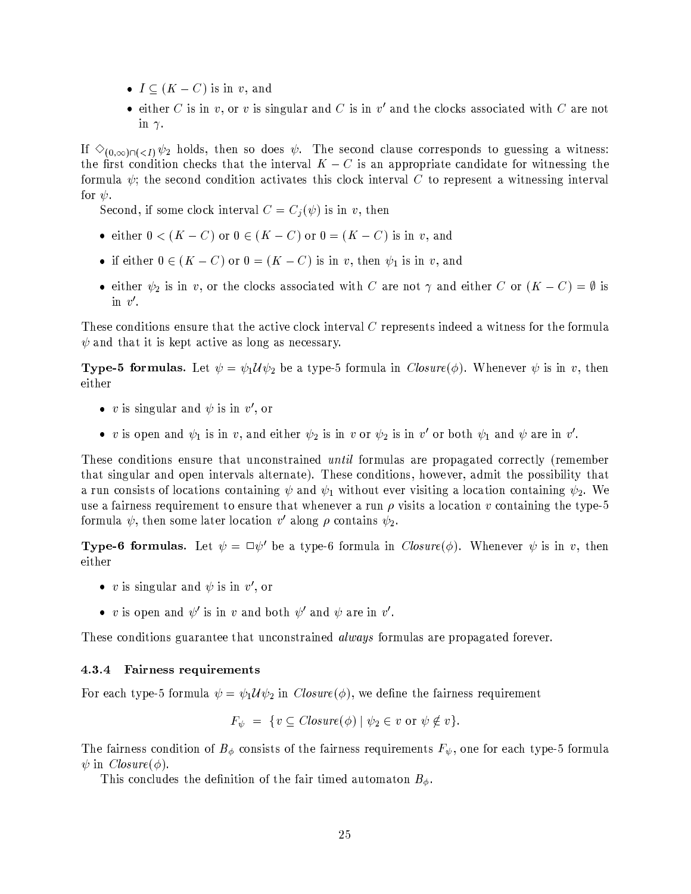- $I \subseteq (K - C)$ is in $v$, and
- either $C$ is in $v$, or $v$ is singular and $C$ is in $v'$ and the clocks associated with $C$ are not in $\gamma$.

If $\Diamond_{(0,\infty)\cap(<I)}\psi_2$ holds, then so does $\psi$. The second clause corresponds to guessing a witness: the first condition checks that the interval $K - C$ is an appropriate candidate for witnessing the formula $\psi$; the second condition activates this clock interval $C$ to represent a witnessing interval for $\psi$.

Second, if some clock interval $C = C_j(\psi)$ is in $v$, then

- either $0 < (K - C)$ or $0 \in (K - C)$ or $0 = (K - C)$ is in $v$, and
- if either $0 \in (K - C)$ or $0 = (K - C)$ is in $v$, then $\psi_1$ is in $v$, and
- either $\psi_2$ is in $v$, or the clocks associated with $C$ are not $\gamma$ and either $C$ or $(K - C) = \emptyset$ is in $v'$.

These conditions ensure that the active clock interval $C$ represents indeed a witness for the formula $\psi$ and that it is kept active as long as necessary.

**Type-5 formulas.** Let $\psi = \psi_1 \mathcal{U} \psi_2$ be a type-5 formula in *Closure*$(\phi)$. Whenever $\psi$ is in $v$, then either

- $v$ is singular and $\psi$ is in $v'$, or
- $v$ is open and $\psi_1$ is in $v$, and either $\psi_2$ is in $v$ or $\psi_2$ is in $v'$ or both $\psi_1$ and $\psi$ are in $v'$.

These conditions ensure that unconstrained *until* formulas are propagated correctly (remember that singular and open intervals alternate). These conditions, however, admit the possibility that a run consists of locations containing $\psi$ and $\psi_1$ without ever visiting a location containing $\psi_2$. We use a fairness requirement to ensure that whenever a run $\rho$ visits a location $v$ containing the type-5 formula $\psi$, then some later location $v'$ along $\rho$ contains $\psi_2$.

**Type-6 formulas.** Let $\psi = \Box\psi'$ be a type-6 formula in *Closure*$(\phi)$. Whenever $\psi$ is in $v$, then either

- $v$ is singular and $\psi$ is in $v'$, or
- $v$ is open and $\psi'$ is in $v$ and both $\psi'$ and $\psi$ are in $v'$.

These conditions guarantee that unconstrained *always* formulas are propagated forever.

#### 4.3.4 Fairness requirements

For each type-5 formula $\psi = \psi_1 \mathcal{U} \psi_2$ in *Closure*$(\phi)$, we define the fairness requirement

$$F_\psi \;=\; \{v \subseteq \mathit{Closure}(\phi) \mid \psi_2 \in v \text{ or } \psi \notin v\}.$$

The fairness condition of $B_\phi$ consists of the fairness requirements $F_\psi$, one for each type-5 formula $\psi$ in *Closure*$(\phi)$.

This concludes the definition of the fair timed automaton $B_\phi$.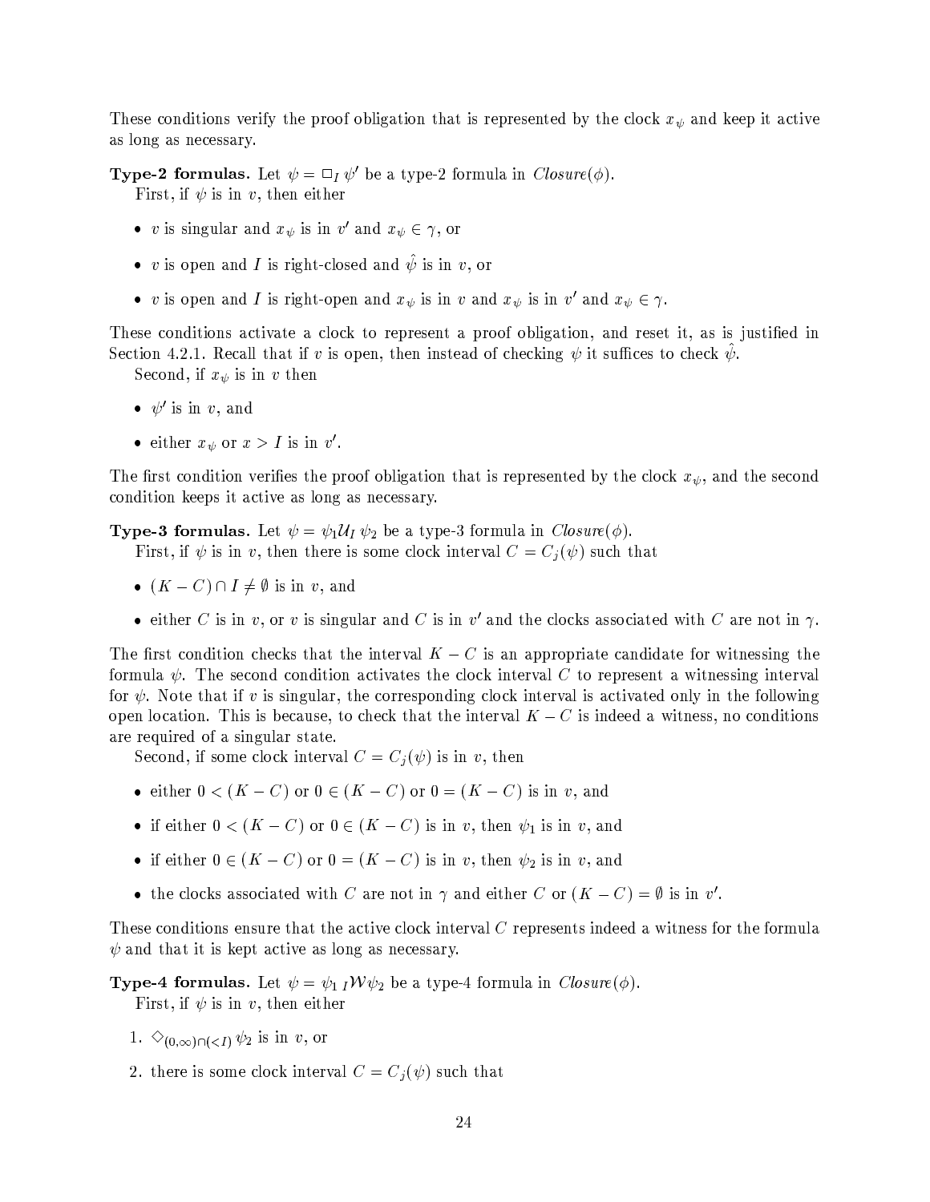These conditions verify the proof obligation that is represented by the clock $x_\psi$ and keep it active as long as necessary.

**Type-2 formulas.** Let $\psi = \Box_I \psi'$ be a type-2 formula in *Closure*($\phi$).

First, if $\psi$ is in $v$, then either

- $v$ is singular and $x_\psi$ is in $v'$ and $x_\psi \in \gamma$, or
- $v$ is open and $I$ is right-closed and $\hat{\psi}$ is in $v$, or
- $v$ is open and $I$ is right-open and $x_\psi$ is in $v$ and $x_\psi$ is in $v'$ and $x_\psi \in \gamma$.

These conditions activate a clock to represent a proof obligation, and reset it, as is justified in Section 4.2.1. Recall that if $v$ is open, then instead of checking $\psi$ it suffices to check $\hat{\psi}$.

Second, if $x_\psi$ is in $v$ then

- $\psi'$ is in $v$, and
- either $x_\psi$ or $x > I$ is in $v'$.

The first condition verifies the proof obligation that is represented by the clock $x_\psi$, and the second condition keeps it active as long as necessary.

**Type-3 formulas.** Let $\psi = \psi_1 \mathcal{U}_I \psi_2$ be a type-3 formula in *Closure*($\phi$).

First, if $\psi$ is in $v$, then there is some clock interval $C = C_j(\psi)$ such that

- $(K - C) \cap I \neq \emptyset$ is in $v$, and
- either $C$ is in $v$, or $v$ is singular and $C$ is in $v'$ and the clocks associated with $C$ are not in $\gamma$.

The first condition checks that the interval $K - C$ is an appropriate candidate for witnessing the formula $\psi$. The second condition activates the clock interval $C$ to represent a witnessing interval for $\psi$. Note that if $v$ is singular, the corresponding clock interval is activated only in the following open location. This is because, to check that the interval $K - C$ is indeed a witness, no conditions are required of a singular state.

Second, if some clock interval $C = C_j(\psi)$ is in $v$, then

- either $0 < (K - C)$ or $0 \in (K - C)$ or $0 = (K - C)$ is in $v$, and
- if either $0 < (K - C)$ or $0 \in (K - C)$ is in $v$, then $\psi_1$ is in $v$, and
- if either $0 \in (K - C)$ or $0 = (K - C)$ is in $v$, then $\psi_2$ is in $v$, and
- the clocks associated with $C$ are not in $\gamma$ and either $C$ or $(K - C) = \emptyset$ is in $v'$.

These conditions ensure that the active clock interval $C$ represents indeed a witness for the formula $\psi$ and that it is kept active as long as necessary.

**Type-4 formulas.** Let $\psi = \psi_1 \; {}_I\mathcal{W} \psi_2$ be a type-4 formula in *Closure*($\phi$).

First, if $\psi$ is in $v$, then either

1. $\Diamond_{(0,\infty) \cap (<I)} \psi_2$ is in $v$, or
2. there is some clock interval $C = C_j(\psi)$ such that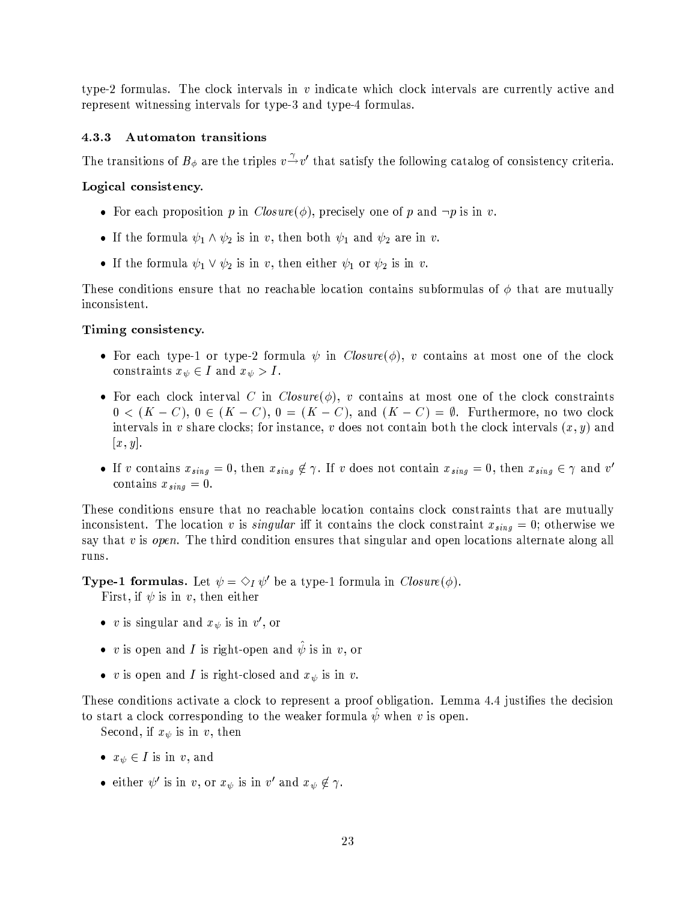type-2 formulas. The clock intervals in $v$ indicate which clock intervals are currently active and represent witnessing intervals for type-3 and type-4 formulas.

### 4.3.3 Automaton transitions

The transitions of $B_\phi$ are the triples $v \xrightarrow{\gamma} v'$ that satisfy the following catalog of consistency criteria.

**Logical consistency.**

- For each proposition $p$ in *Closure*($\phi$), precisely one of $p$ and $\neg p$ is in $v$.
- If the formula $\psi_1 \wedge \psi_2$ is in $v$, then both $\psi_1$ and $\psi_2$ are in $v$.
- If the formula $\psi_1 \vee \psi_2$ is in $v$, then either $\psi_1$ or $\psi_2$ is in $v$.

These conditions ensure that no reachable location contains subformulas of $\phi$ that are mutually inconsistent.

**Timing consistency.**

- For each type-1 or type-2 formula $\psi$ in *Closure*($\phi$), $v$ contains at most one of the clock constraints $x_\psi \in I$ and $x_\psi > I$.
- For each clock interval $C$ in *Closure*($\phi$), $v$ contains at most one of the clock constraints $0 < (K - C)$, $0 \in (K - C)$, $0 = (K - C)$, and $(K - C) = \emptyset$. Furthermore, no two clock intervals in $v$ share clocks; for instance, $v$ does not contain both the clock intervals $(x, y)$ and $[x, y]$.
- If $v$ contains $x_{sing} = 0$, then $x_{sing} \notin \gamma$. If $v$ does not contain $x_{sing} = 0$, then $x_{sing} \in \gamma$ and $v'$ contains $x_{sing} = 0$.

These conditions ensure that no reachable location contains clock constraints that are mutually inconsistent. The location $v$ is *singular* iff it contains the clock constraint $x_{sing} = 0$; otherwise we say that $v$ is *open*. The third condition ensures that singular and open locations alternate along all runs.

**Type-1 formulas.** Let $\psi = \Diamond_I \psi'$ be a type-1 formula in *Closure*($\phi$).

First, if $\psi$ is in $v$, then either

- $v$ is singular and $x_\psi$ is in $v'$, or
- $v$ is open and $I$ is right-open and $\hat{\psi}$ is in $v$, or
- $v$ is open and $I$ is right-closed and $x_\psi$ is in $v$.

These conditions activate a clock to represent a proof obligation. Lemma 4.4 justifies the decision to start a clock corresponding to the weaker formula $\hat{\psi}$ when $v$ is open.

Second, if $x_\psi$ is in $v$, then

- $x_\psi \in I$ is in $v$, and
- either $\psi'$ is in $v$, or $x_\psi$ is in $v'$ and $x_\psi \notin \gamma$.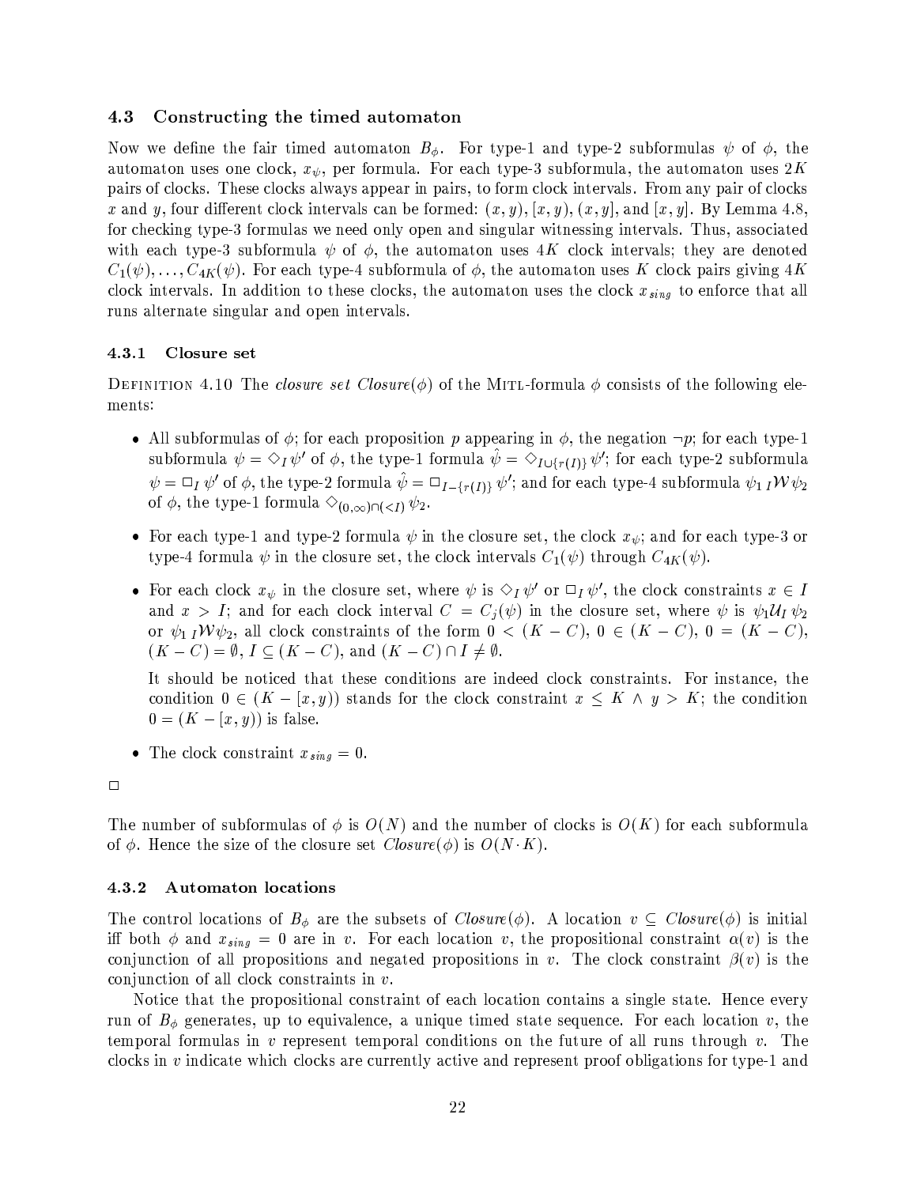### 4.3 Constructing the timed automaton

Now we define the fair timed automaton $B_\phi$. For type-1 and type-2 subformulas $\psi$ of $\phi$, the automaton uses one clock, $x_\psi$, per formula. For each type-3 subformula, the automaton uses $2K$ pairs of clocks. These clocks always appear in pairs, to form clock intervals. From any pair of clocks $x$ and $y$, four different clock intervals can be formed: $(x, y)$, $[x, y)$, $(x, y]$, and $[x, y]$. By Lemma 4.8, for checking type-3 formulas we need only open and singular witnessing intervals. Thus, associated with each type-3 subformula $\psi$ of $\phi$, the automaton uses $4K$ clock intervals; they are denoted $C_1(\psi), \ldots, C_{4K}(\psi)$. For each type-4 subformula of $\phi$, the automaton uses $K$ clock pairs giving $4K$ clock intervals. In addition to these clocks, the automaton uses the clock $x_{sing}$ to enforce that all runs alternate singular and open intervals.

#### 4.3.1 Closure set

DEFINITION 4.10 The *closure set* *Closure*$(\phi)$ of the MITL-formula $\phi$ consists of the following elements:

- All subformulas of $\phi$; for each proposition $p$ appearing in $\phi$, the negation $\neg p$; for each type-1 subformula $\psi = \Diamond_I \psi'$ of $\phi$, the type-1 formula $\hat{\psi} = \Diamond_{I \cup \{r(I)\}} \psi'$; for each type-2 subformula $\psi = \Box_I \psi'$ of $\phi$, the type-2 formula $\hat{\psi} = \Box_{I - \{r(I)\}} \psi'$; and for each type-4 subformula $\psi_1 \, {}_I\mathcal{W} \psi_2$ of $\phi$, the type-1 formula $\Diamond_{(0,\infty) \cap (<I)} \psi_2$.
- For each type-1 and type-2 formula $\psi$ in the closure set, the clock $x_\psi$; and for each type-3 or type-4 formula $\psi$ in the closure set, the clock intervals $C_1(\psi)$ through $C_{4K}(\psi)$.
- For each clock $x_\psi$ in the closure set, where $\psi$ is $\Diamond_I \psi'$ or $\Box_I \psi'$, the clock constraints $x \in I$ and $x > I$; and for each clock interval $C = C_j(\psi)$ in the closure set, where $\psi$ is $\psi_1 \mathcal{U}_I \psi_2$ or $\psi_1 \, {}_I\mathcal{W} \psi_2$, all clock constraints of the form $0 < (K - C)$, $0 \in (K - C)$, $0 = (K - C)$, $(K - C) = \emptyset$, $I \subseteq (K - C)$, and $(K - C) \cap I \neq \emptyset$.

  It should be noticed that these conditions are indeed clock constraints. For instance, the condition $0 \in (K - [x, y))$ stands for the clock constraint $x \leq K \wedge y > K$; the condition $0 = (K - [x, y))$ is false.
- The clock constraint $x_{sing} = 0$.

□

The number of subformulas of $\phi$ is $O(N)$ and the number of clocks is $O(K)$ for each subformula of $\phi$. Hence the size of the closure set *Closure*$(\phi)$ is $O(N \cdot K)$.

#### 4.3.2 Automaton locations

The control locations of $B_\phi$ are the subsets of *Closure*$(\phi)$. A location $v \subseteq$ *Closure*$(\phi)$ is initial iff both $\phi$ and $x_{sing} = 0$ are in $v$. For each location $v$, the propositional constraint $\alpha(v)$ is the conjunction of all propositions and negated propositions in $v$. The clock constraint $\beta(v)$ is the conjunction of all clock constraints in $v$.

Notice that the propositional constraint of each location contains a single state. Hence every run of $B_\phi$ generates, up to equivalence, a unique timed state sequence. For each location $v$, the temporal formulas in $v$ represent temporal conditions on the future of all runs through $v$. The clocks in $v$ indicate which clocks are currently active and represent proof obligations for type-1 and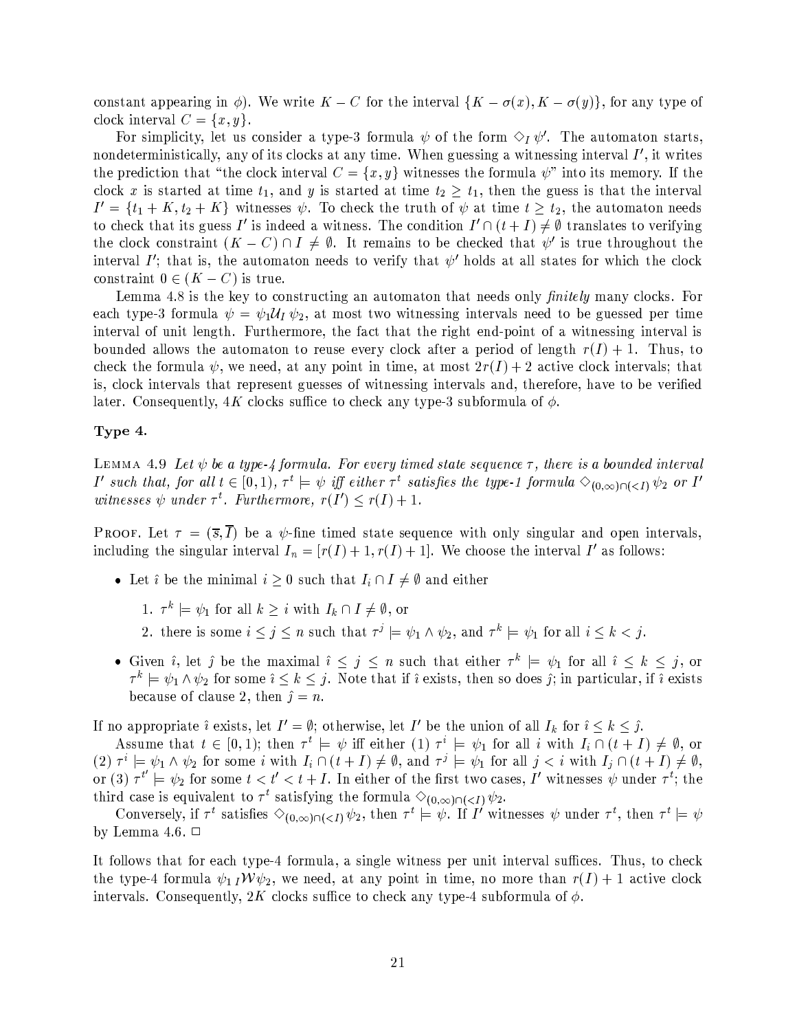constant appearing in $\phi$). We write $K - C$ for the interval $\{K - \sigma(x), K - \sigma(y)\}$, for any type of clock interval $C = \{x, y\}$.

For simplicity, let us consider a type-3 formula $\psi$ of the form $\Diamond_I \psi'$. The automaton starts, nondeterministically, any of its clocks at any time. When guessing a witnessing interval $I'$, it writes the prediction that "the clock interval $C = \{x, y\}$ witnesses the formula $\psi$" into its memory. If the clock $x$ is started at time $t_1$, and $y$ is started at time $t_2 \geq t_1$, then the guess is that the interval $I' = \{t_1 + K, t_2 + K\}$ witnesses $\psi$. To check the truth of $\psi$ at time $t \geq t_2$, the automaton needs to check that its guess $I'$ is indeed a witness. The condition $I' \cap (t + I) \neq \emptyset$ translates to verifying the clock constraint $(K - C) \cap I \neq \emptyset$. It remains to be checked that $\psi'$ is true throughout the interval $I'$; that is, the automaton needs to verify that $\psi'$ holds at all states for which the clock constraint $0 \in (K - C)$ is true.

Lemma 4.8 is the key to constructing an automaton that needs only *finitely* many clocks. For each type-3 formula $\psi = \psi_1 \mathcal{U}_I \psi_2$, at most two witnessing intervals need to be guessed per time interval of unit length. Furthermore, the fact that the right end-point of a witnessing interval is bounded allows the automaton to reuse every clock after a period of length $r(I) + 1$. Thus, to check the formula $\psi$, we need, at any point in time, at most $2r(I) + 2$ active clock intervals; that is, clock intervals that represent guesses of witnessing intervals and, therefore, have to be verified later. Consequently, $4K$ clocks suffice to check any type-3 subformula of $\phi$.

**Type 4.**

LEMMA 4.9 *Let $\psi$ be a type-4 formula. For every timed state sequence $\tau$, there is a bounded interval $I'$ such that, for all $t \in [0, 1)$, $\tau^t \models \psi$ iff either $\tau^t$ satisfies the type-1 formula $\Diamond_{(0,\infty)\cap(<I)} \psi_2$ or $I'$ witnesses $\psi$ under $\tau^t$. Furthermore, $r(I') \leq r(I) + 1$.*

PROOF. Let $\tau = (\overline{s}, \overline{I})$ be a $\psi$-fine timed state sequence with only singular and open intervals, including the singular interval $I_n = [r(I) + 1, r(I) + 1]$. We choose the interval $I'$ as follows:

- Let $\hat{\imath}$ be the minimal $i \geq 0$ such that $I_i \cap I \neq \emptyset$ and either
  1. $\tau^k \models \psi_1$ for all $k \geq i$ with $I_k \cap I \neq \emptyset$, or
  2. there is some $i \leq j \leq n$ such that $\tau^j \models \psi_1 \wedge \psi_2$, and $\tau^k \models \psi_1$ for all $i \leq k < j$.
- Given $\hat{\imath}$, let $\hat{\jmath}$ be the maximal $\hat{\imath} \leq j \leq n$ such that either $\tau^k \models \psi_1$ for all $\hat{\imath} \leq k \leq j$, or $\tau^k \models \psi_1 \wedge \psi_2$ for some $\hat{\imath} \leq k \leq j$. Note that if $\hat{\imath}$ exists, then so does $\hat{\jmath}$; in particular, if $\hat{\imath}$ exists because of clause 2, then $\hat{\jmath} = n$.

If no appropriate $\hat{\imath}$ exists, let $I' = \emptyset$; otherwise, let $I'$ be the union of all $I_k$ for $\hat{\imath} \leq k \leq \hat{\jmath}$.

Assume that $t \in [0, 1)$; then $\tau^t \models \psi$ iff either (1) $\tau^i \models \psi_1$ for all $i$ with $I_i \cap (t + I) \neq \emptyset$, or (2) $\tau^i \models \psi_1 \wedge \psi_2$ for some $i$ with $I_i \cap (t + I) \neq \emptyset$, and $\tau^j \models \psi_1$ for all $j < i$ with $I_j \cap (t + I) \neq \emptyset$, or (3) $\tau^{t'} \models \psi_2$ for some $t < t' < t + I$. In either of the first two cases, $I'$ witnesses $\psi$ under $\tau^t$; the third case is equivalent to $\tau^t$ satisfying the formula $\Diamond_{(0,\infty)\cap(<I)} \psi_2$.

Conversely, if $\tau^t$ satisfies $\Diamond_{(0,\infty)\cap(<I)} \psi_2$, then $\tau^t \models \psi$. If $I'$ witnesses $\psi$ under $\tau^t$, then $\tau^t \models \psi$ by Lemma 4.6. □

It follows that for each type-4 formula, a single witness per unit interval suffices. Thus, to check the type-4 formula $\psi_1 \,{}_I\mathcal{W} \psi_2$, we need, at any point in time, no more than $r(I) + 1$ active clock intervals. Consequently, $2K$ clocks suffice to check any type-4 subformula of $\phi$.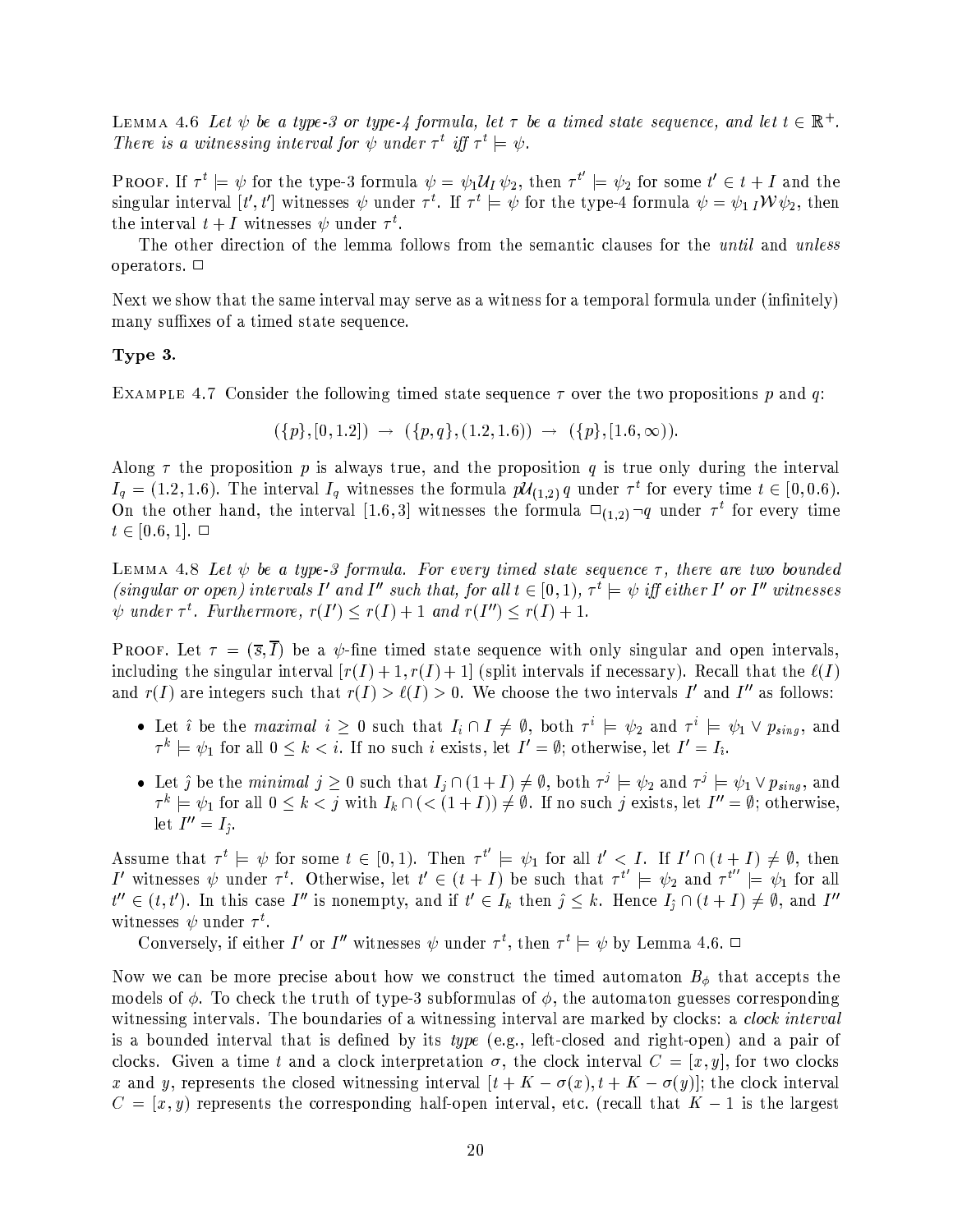LEMMA 4.6 *Let $\psi$ be a type-3 or type-4 formula, let $\tau$ be a timed state sequence, and let $t \in \mathbb{R}^+$. There is a witnessing interval for $\psi$ under $\tau^t$ iff $\tau^t \models \psi$.*

PROOF. If $\tau^t \models \psi$ for the type-3 formula $\psi = \psi_1 \mathcal{U}_I \psi_2$, then $\tau^{t'} \models \psi_2$ for some $t' \in t + I$ and the singular interval $[t', t']$ witnesses $\psi$ under $\tau^t$. If $\tau^t \models \psi$ for the type-4 formula $\psi = \psi_1 \, {}_I\mathcal{W} \psi_2$, then the interval $t + I$ witnesses $\psi$ under $\tau^t$.

The other direction of the lemma follows from the semantic clauses for the *until* and *unless* operators. □

Next we show that the same interval may serve as a witness for a temporal formula under (infinitely) many suffixes of a timed state sequence.

**Type 3.**

EXAMPLE 4.7 Consider the following timed state sequence $\tau$ over the two propositions $p$ and $q$:

$$(\{p\}, [0, 1.2]) \; \rightarrow \; (\{p, q\}, (1.2, 1.6)) \; \rightarrow \; (\{p\}, [1.6, \infty)).$$

Along $\tau$ the proposition $p$ is always true, and the proposition $q$ is true only during the interval $I_q = (1.2, 1.6)$. The interval $I_q$ witnesses the formula $p\mathcal{U}_{(1,2)} \, q$ under $\tau^t$ for every time $t \in [0, 0.6)$. On the other hand, the interval $[1.6, 3]$ witnesses the formula $\Box_{(1,2)} \neg q$ under $\tau^t$ for every time $t \in [0.6, 1]$. □

LEMMA 4.8 *Let $\psi$ be a type-3 formula. For every timed state sequence $\tau$, there are two bounded (singular or open) intervals $I'$ and $I''$ such that, for all $t \in [0, 1)$, $\tau^t \models \psi$ iff either $I'$ or $I''$ witnesses $\psi$ under $\tau^t$. Furthermore, $r(I') \leq r(I) + 1$ and $r(I'') \leq r(I) + 1$.*

PROOF. Let $\tau = (\overline{s}, \overline{I})$ be a $\psi$-fine timed state sequence with only singular and open intervals, including the singular interval $[r(I)+1, r(I)+1]$ (split intervals if necessary). Recall that the $\ell(I)$ and $r(I)$ are integers such that $r(I) > \ell(I) > 0$. We choose the two intervals $I'$ and $I''$ as follows:

- Let $\hat{\imath}$ be the *maximal* $i \geq 0$ such that $I_i \cap I \neq \emptyset$, both $\tau^i \models \psi_2$ and $\tau^i \models \psi_1 \vee p_{sing}$, and $\tau^k \models \psi_1$ for all $0 \leq k < i$. If no such $i$ exists, let $I' = \emptyset$; otherwise, let $I' = I_{\hat{\imath}}$.
- Let $\hat{\jmath}$ be the *minimal* $j \geq 0$ such that $I_j \cap (1 + I) \neq \emptyset$, both $\tau^j \models \psi_2$ and $\tau^j \models \psi_1 \vee p_{sing}$, and $\tau^k \models \psi_1$ for all $0 \leq k < j$ with $I_k \cap (< (1 + I)) \neq \emptyset$. If no such $j$ exists, let $I'' = \emptyset$; otherwise, let $I'' = I_{\hat{\jmath}}$.

Assume that $\tau^t \models \psi$ for some $t \in [0, 1)$. Then $\tau^{t'} \models \psi_1$ for all $t' < I$. If $I' \cap (t + I) \neq \emptyset$, then $I'$ witnesses $\psi$ under $\tau^t$. Otherwise, let $t' \in (t + I)$ be such that $\tau^{t'} \models \psi_2$ and $\tau^{t''} \models \psi_1$ for all $t'' \in (t, t')$. In this case $I''$ is nonempty, and if $t' \in I_k$ then $\hat{\jmath} \leq k$. Hence $I_{\hat{\jmath}} \cap (t + I) \neq \emptyset$, and $I''$ witnesses $\psi$ under $\tau^t$.

Conversely, if either $I'$ or $I''$ witnesses $\psi$ under $\tau^t$, then $\tau^t \models \psi$ by Lemma 4.6. □

Now we can be more precise about how we construct the timed automaton $B_\phi$ that accepts the models of $\phi$. To check the truth of type-3 subformulas of $\phi$, the automaton guesses corresponding witnessing intervals. The boundaries of a witnessing interval are marked by clocks: a *clock interval* is a bounded interval that is defined by its *type* (e.g., left-closed and right-open) and a pair of clocks. Given a time $t$ and a clock interpretation $\sigma$, the clock interval $C = [x, y]$, for two clocks $x$ and $y$, represents the closed witnessing interval $[t + K - \sigma(x), t + K - \sigma(y)]$; the clock interval $C = [x, y)$ represents the corresponding half-open interval, etc. (recall that $K - 1$ is the largest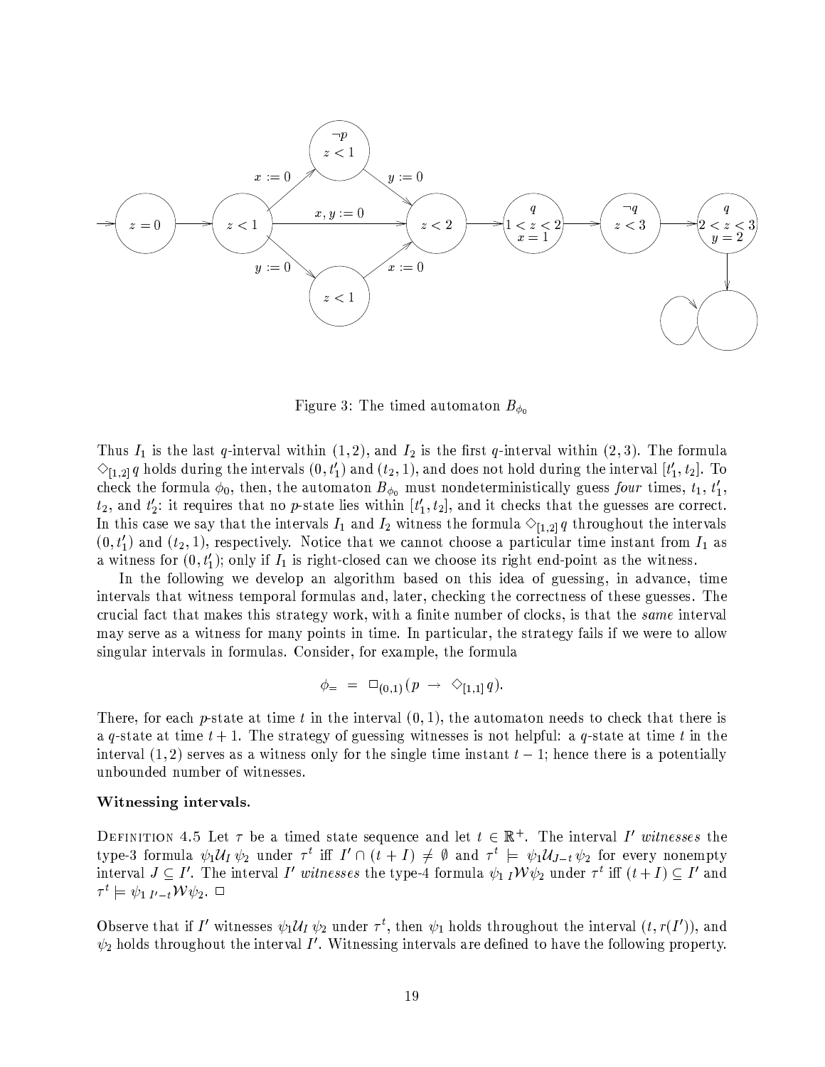Figure 3: The timed automaton $B_{\phi_0}$

Thus $I_1$ is the last $q$-interval within $(1, 2)$, and $I_2$ is the first $q$-interval within $(2, 3)$. The formula $\Diamond_{[1,2]}\, q$ holds during the intervals $(0, t'_1)$ and $(t_2, 1)$, and does not hold during the interval $[t'_1, t_2]$. To check the formula $\phi_0$, then, the automaton $B_{\phi_0}$ must nondeterministically guess *four* times, $t_1$, $t'_1$, $t_2$, and $t'_2$: it requires that no $p$-state lies within $[t'_1, t_2]$, and it checks that the guesses are correct. In this case we say that the intervals $I_1$ and $I_2$ witness the formula $\Diamond_{[1,2]}\, q$ throughout the intervals $(0, t'_1)$ and $(t_2, 1)$, respectively. Notice that we cannot choose a particular time instant from $I_1$ as a witness for $(0, t'_1)$; only if $I_1$ is right-closed can we choose its right end-point as the witness.

In the following we develop an algorithm based on this idea of guessing, in advance, time intervals that witness temporal formulas and, later, checking the correctness of these guesses. The crucial fact that makes this strategy work, with a finite number of clocks, is that the *same* interval may serve as a witness for many points in time. In particular, the strategy fails if we were to allow singular intervals in formulas. Consider, for example, the formula

$$\phi_= \;=\; \Box_{(0,1)}(p \;\rightarrow\; \Diamond_{[1,1]}\, q).$$

There, for each $p$-state at time $t$ in the interval $(0, 1)$, the automaton needs to check that there is a $q$-state at time $t + 1$. The strategy of guessing witnesses is not helpful: a $q$-state at time $t$ in the interval $(1, 2)$ serves as a witness only for the single time instant $t - 1$; hence there is a potentially unbounded number of witnesses.

**Witnessing intervals.**

Definition 4.5 Let $\tau$ be a timed state sequence and let $t \in \mathbb{R}^+$. The interval $I'$ *witnesses* the type-3 formula $\psi_1 \mathcal{U}_I\, \psi_2$ under $\tau^t$ iff $I' \cap (t + I) \neq \emptyset$ and $\tau^t \models \psi_1 \mathcal{U}_{J-t}\, \psi_2$ for every nonempty interval $J \subseteq I'$. The interval $I'$ *witnesses* the type-4 formula $\psi_1\, {}_I\mathcal{W} \psi_2$ under $\tau^t$ iff $(t + I) \subseteq I'$ and $\tau^t \models \psi_1\, {}_{I'-t}\mathcal{W} \psi_2$. $\Box$

Observe that if $I'$ witnesses $\psi_1 \mathcal{U}_I\, \psi_2$ under $\tau^t$, then $\psi_1$ holds throughout the interval $(t, r(I'))$, and $\psi_2$ holds throughout the interval $I'$. Witnessing intervals are defined to have the following property.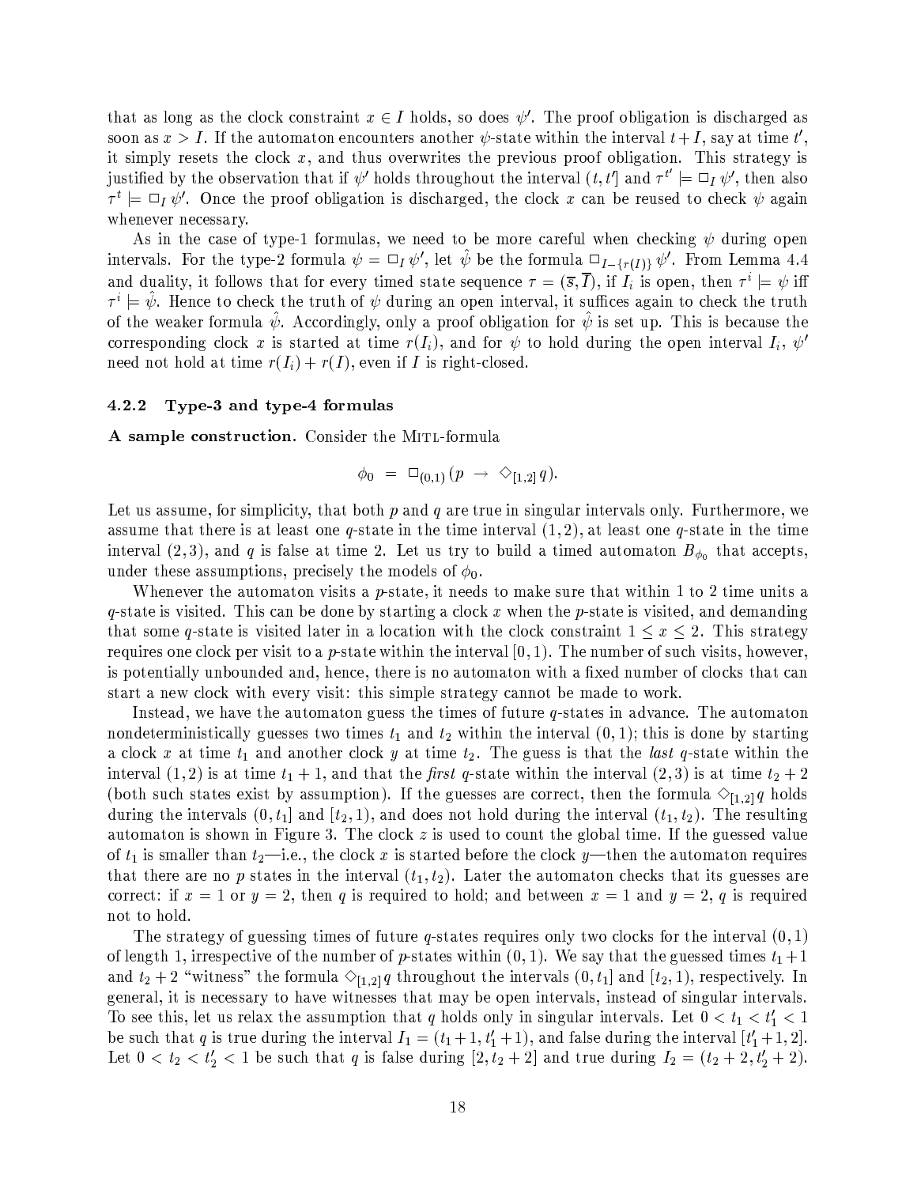that as long as the clock constraint $x \in I$ holds, so does $\psi'$. The proof obligation is discharged as soon as $x > I$. If the automaton encounters another $\psi$-state within the interval $t + I$, say at time $t'$, it simply resets the clock $x$, and thus overwrites the previous proof obligation. This strategy is justified by the observation that if $\psi'$ holds throughout the interval $(t, t']$ and $\tau^{t'} \models \Box_I \psi'$, then also $\tau^t \models \Box_I \psi'$. Once the proof obligation is discharged, the clock $x$ can be reused to check $\psi$ again whenever necessary.

As in the case of type-1 formulas, we need to be more careful when checking $\psi$ during open intervals. For the type-2 formula $\psi = \Box_I \psi'$, let $\hat{\psi}$ be the formula $\Box_{I-\{r(I)\}} \psi'$. From Lemma 4.4 and duality, it follows that for every timed state sequence $\tau = (\overline{s}, \overline{I})$, if $I_i$ is open, then $\tau^i \models \psi$ iff $\tau^i \models \hat{\psi}$. Hence to check the truth of $\psi$ during an open interval, it suffices again to check the truth of the weaker formula $\hat{\psi}$. Accordingly, only a proof obligation for $\hat{\psi}$ is set up. This is because the corresponding clock $x$ is started at time $r(I_i)$, and for $\psi$ to hold during the open interval $I_i$, $\psi'$ need not hold at time $r(I_i) + r(I)$, even if $I$ is right-closed.

### 4.2.2 Type-3 and type-4 formulas

**A sample construction.** Consider the MITL-formula

$$\phi_0 \;=\; \Box_{(0,1)} (p \;\rightarrow\; \Diamond_{[1,2]} q).$$

Let us assume, for simplicity, that both $p$ and $q$ are true in singular intervals only. Furthermore, we assume that there is at least one $q$-state in the time interval $(1, 2)$, at least one $q$-state in the time interval $(2, 3)$, and $q$ is false at time 2. Let us try to build a timed automaton $B_{\phi_0}$ that accepts, under these assumptions, precisely the models of $\phi_0$.

Whenever the automaton visits a $p$-state, it needs to make sure that within 1 to 2 time units a $q$-state is visited. This can be done by starting a clock $x$ when the $p$-state is visited, and demanding that some $q$-state is visited later in a location with the clock constraint $1 \leq x \leq 2$. This strategy requires one clock per visit to a $p$-state within the interval $[0, 1)$. The number of such visits, however, is potentially unbounded and, hence, there is no automaton with a fixed number of clocks that can start a new clock with every visit: this simple strategy cannot be made to work.

Instead, we have the automaton guess the times of future $q$-states in advance. The automaton nondeterministically guesses two times $t_1$ and $t_2$ within the interval $(0, 1)$; this is done by starting a clock $x$ at time $t_1$ and another clock $y$ at time $t_2$. The guess is that the *last* $q$-state within the interval $(1, 2)$ is at time $t_1 + 1$, and that the *first* $q$-state within the interval $(2, 3)$ is at time $t_2 + 2$ (both such states exist by assumption). If the guesses are correct, then the formula $\Diamond_{[1,2]} q$ holds during the intervals $(0, t_1]$ and $[t_2, 1)$, and does not hold during the interval $(t_1, t_2)$. The resulting automaton is shown in Figure 3. The clock $z$ is used to count the global time. If the guessed value of $t_1$ is smaller than $t_2$—i.e., the clock $x$ is started before the clock $y$—then the automaton requires that there are no $p$ states in the interval $(t_1, t_2)$. Later the automaton checks that its guesses are correct: if $x = 1$ or $y = 2$, then $q$ is required to hold; and between $x = 1$ and $y = 2$, $q$ is required not to hold.

The strategy of guessing times of future $q$-states requires only two clocks for the interval $(0, 1)$ of length 1, irrespective of the number of $p$-states within $(0, 1)$. We say that the guessed times $t_1 + 1$ and $t_2 + 2$ "witness" the formula $\Diamond_{[1,2]} q$ throughout the intervals $(0, t_1]$ and $[t_2, 1)$, respectively. In general, it is necessary to have witnesses that may be open intervals, instead of singular intervals. To see this, let us relax the assumption that $q$ holds only in singular intervals. Let $0 < t_1 < t_1' < 1$ be such that $q$ is true during the interval $I_1 = (t_1 + 1, t_1' + 1)$, and false during the interval $[t_1' + 1, 2]$. Let $0 < t_2 < t_2' < 1$ be such that $q$ is false during $[2, t_2 + 2]$ and true during $I_2 = (t_2 + 2, t_2' + 2)$.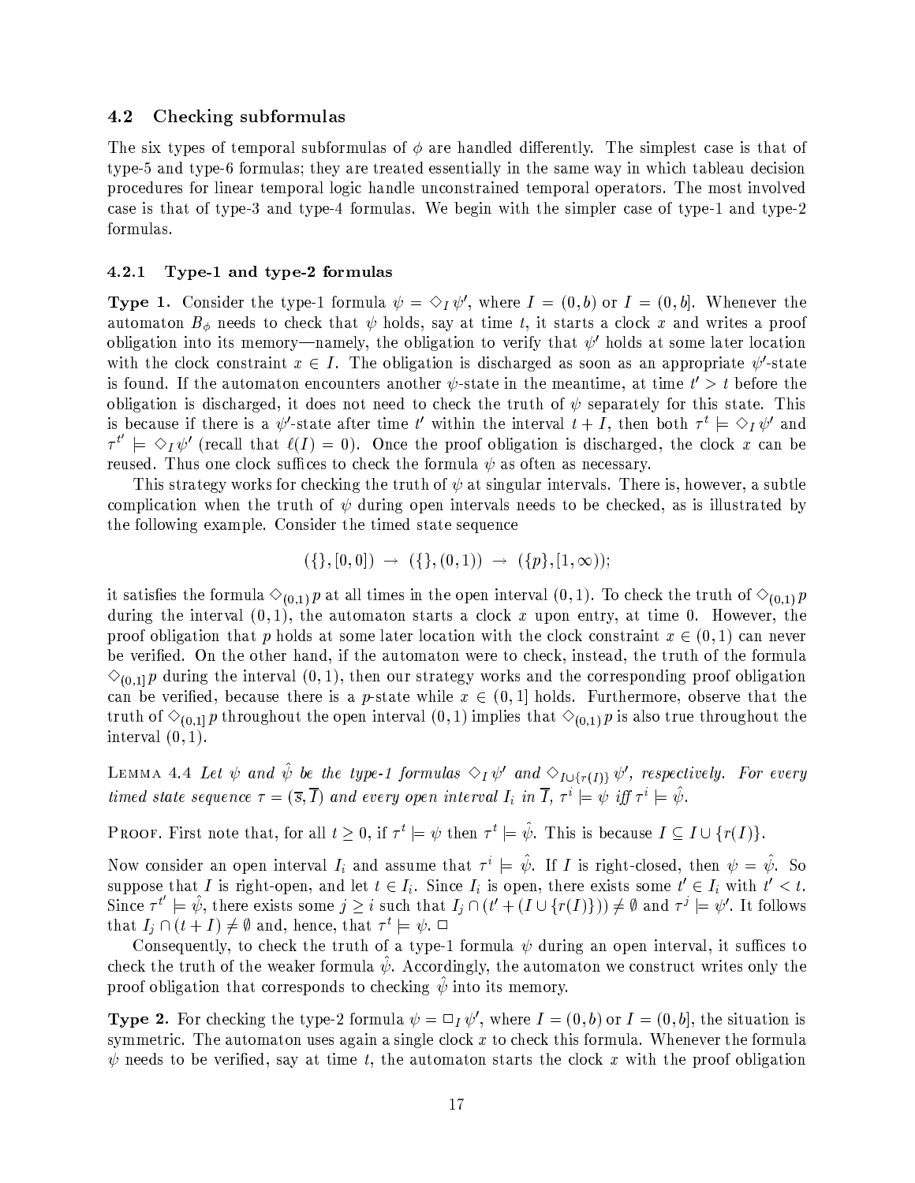### 4.2 Checking subformulas

The six types of temporal subformulas of $\phi$ are handled differently. The simplest case is that of type-5 and type-6 formulas; they are treated essentially in the same way in which tableau decision procedures for linear temporal logic handle unconstrained temporal operators. The most involved case is that of type-3 and type-4 formulas. We begin with the simpler case of type-1 and type-2 formulas.

#### 4.2.1 Type-1 and type-2 formulas

**Type 1.** Consider the type-1 formula $\psi = \Diamond_I \psi'$, where $I = (0, b)$ or $I = (0, b]$. Whenever the automaton $B_\phi$ needs to check that $\psi$ holds, say at time $t$, it starts a clock $x$ and writes a proof obligation into its memory—namely, the obligation to verify that $\psi'$ holds at some later location with the clock constraint $x \in I$. The obligation is discharged as soon as an appropriate $\psi'$-state is found. If the automaton encounters another $\psi$-state in the meantime, at time $t' > t$ before the obligation is discharged, it does not need to check the truth of $\psi$ separately for this state. This is because if there is a $\psi'$-state after time $t'$ within the interval $t + I$, then both $\tau^t \models \Diamond_I \psi'$ and $\tau^{t'} \models \Diamond_I \psi'$ (recall that $\ell(I) = 0$). Once the proof obligation is discharged, the clock $x$ can be reused. Thus one clock suffices to check the formula $\psi$ as often as necessary.

This strategy works for checking the truth of $\psi$ at singular intervals. There is, however, a subtle complication when the truth of $\psi$ during open intervals needs to be checked, as is illustrated by the following example. Consider the timed state sequence

$$(\{\}, [0, 0]) \rightarrow (\{\}, (0, 1)) \rightarrow (\{p\}, [1, \infty));$$

it satisfies the formula $\Diamond_{(0,1)} p$ at all times in the open interval $(0, 1)$. To check the truth of $\Diamond_{(0,1)} p$ during the interval $(0, 1)$, the automaton starts a clock $x$ upon entry, at time 0. However, the proof obligation that $p$ holds at some later location with the clock constraint $x \in (0, 1)$ can never be verified. On the other hand, if the automaton were to check, instead, the truth of the formula $\Diamond_{(0,1]} p$ during the interval $(0, 1)$, then our strategy works and the corresponding proof obligation can be verified, because there is a $p$-state while $x \in (0, 1]$ holds. Furthermore, observe that the truth of $\Diamond_{(0,1]} p$ throughout the open interval $(0, 1)$ implies that $\Diamond_{(0,1)} p$ is also true throughout the interval $(0, 1)$.

LEMMA 4.4 *Let $\psi$ and $\hat{\psi}$ be the type-1 formulas $\Diamond_I \psi'$ and $\Diamond_{I \cup \{r(I)\}} \psi'$, respectively. For every timed state sequence $\tau = (\overline{s}, \overline{I})$ and every open interval $I_i$ in $\overline{I}$, $\tau^i \models \psi$ iff $\tau^i \models \hat{\psi}$.*

PROOF. First note that, for all $t \geq 0$, if $\tau^t \models \psi$ then $\tau^t \models \hat{\psi}$. This is because $I \subseteq I \cup \{r(I)\}$.

Now consider an open interval $I_i$ and assume that $\tau^i \models \hat{\psi}$. If $I$ is right-closed, then $\psi = \hat{\psi}$. So suppose that $I$ is right-open, and let $t \in I_i$. Since $I_i$ is open, there exists some $t' \in I_i$ with $t' < t$. Since $\tau^{t'} \models \hat{\psi}$, there exists some $j \geq i$ such that $I_j \cap (t' + (I \cup \{r(I)\})) \neq \emptyset$ and $\tau^j \models \psi'$. It follows that $I_j \cap (t + I) \neq \emptyset$ and, hence, that $\tau^t \models \psi$. □

Consequently, to check the truth of a type-1 formula $\psi$ during an open interval, it suffices to check the truth of the weaker formula $\hat{\psi}$. Accordingly, the automaton we construct writes only the proof obligation that corresponds to checking $\hat{\psi}$ into its memory.

**Type 2.** For checking the type-2 formula $\psi = \Box_I \psi'$, where $I = (0, b)$ or $I = (0, b]$, the situation is symmetric. The automaton uses again a single clock $x$ to check this formula. Whenever the formula $\psi$ needs to be verified, say at time $t$, the automaton starts the clock $x$ with the proof obligation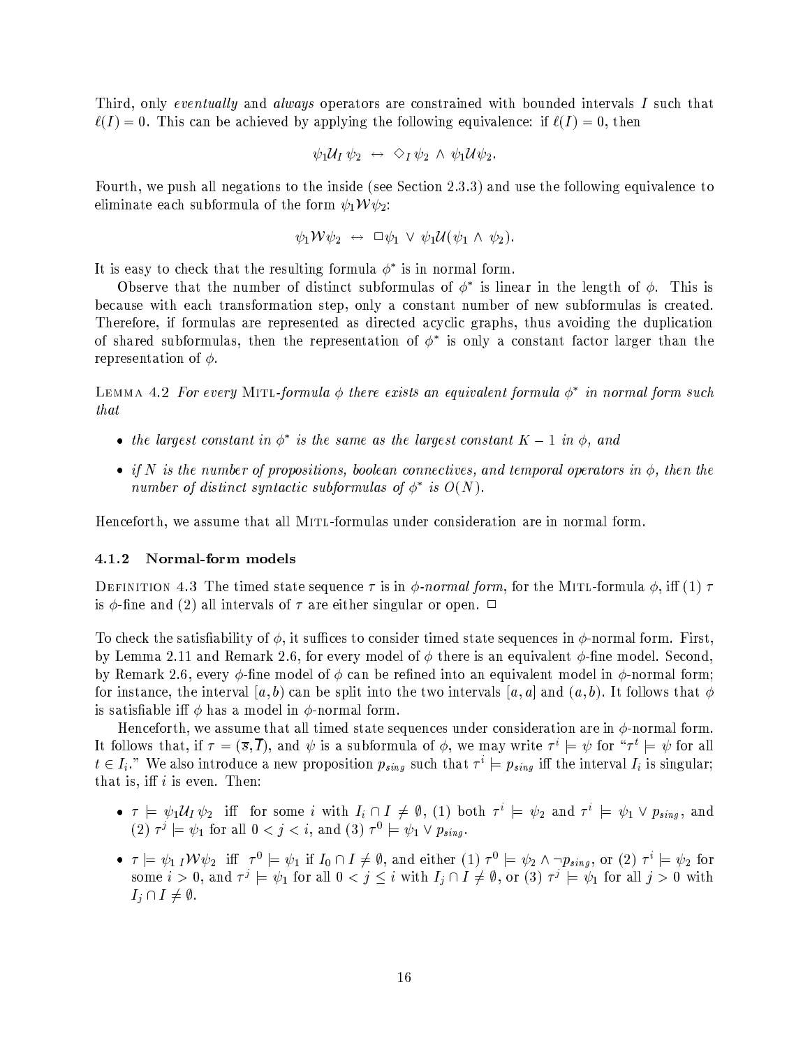Third, only *eventually* and *always* operators are constrained with bounded intervals $I$ such that $\ell(I) = 0$. This can be achieved by applying the following equivalence: if $\ell(I) = 0$, then

$$\psi_1 \mathcal{U}_I \, \psi_2 \;\leftrightarrow\; \Diamond_I \, \psi_2 \;\wedge\; \psi_1 \mathcal{U} \psi_2.$$

Fourth, we push all negations to the inside (see Section 2.3.3) and use the following equivalence to eliminate each subformula of the form $\psi_1 \mathcal{W} \psi_2$:

$$\psi_1 \mathcal{W} \psi_2 \;\leftrightarrow\; \Box \psi_1 \;\vee\; \psi_1 \mathcal{U}(\psi_1 \;\wedge\; \psi_2).$$

It is easy to check that the resulting formula $\phi^*$ is in normal form.

Observe that the number of distinct subformulas of $\phi^*$ is linear in the length of $\phi$. This is because with each transformation step, only a constant number of new subformulas is created. Therefore, if formulas are represented as directed acyclic graphs, thus avoiding the duplication of shared subformulas, then the representation of $\phi^*$ is only a constant factor larger than the representation of $\phi$.

LEMMA 4.2 *For every* MITL*-formula $\phi$ there exists an equivalent formula $\phi^*$ in normal form such that*

- *the largest constant in $\phi^*$ is the same as the largest constant $K - 1$ in $\phi$, and*
- *if $N$ is the number of propositions, boolean connectives, and temporal operators in $\phi$, then the number of distinct syntactic subformulas of $\phi^*$ is $O(N)$.*

Henceforth, we assume that all MITL-formulas under consideration are in normal form.

### 4.1.2 Normal-form models

DEFINITION 4.3 The timed state sequence $\tau$ is in *$\phi$-normal form*, for the MITL-formula $\phi$, iff (1) $\tau$ is $\phi$-fine and (2) all intervals of $\tau$ are either singular or open. $\Box$

To check the satisfiability of $\phi$, it suffices to consider timed state sequences in $\phi$-normal form. First, by Lemma 2.11 and Remark 2.6, for every model of $\phi$ there is an equivalent $\phi$-fine model. Second, by Remark 2.6, every $\phi$-fine model of $\phi$ can be refined into an equivalent model in $\phi$-normal form; for instance, the interval $[a, b)$ can be split into the two intervals $[a, a]$ and $(a, b)$. It follows that $\phi$ is satisfiable iff $\phi$ has a model in $\phi$-normal form.

Henceforth, we assume that all timed state sequences under consideration are in $\phi$-normal form. It follows that, if $\tau = (\overline{s}, \overline{I})$, and $\psi$ is a subformula of $\phi$, we may write $\tau^i \models \psi$ for "$\tau^t \models \psi$ for all $t \in I_i$." We also introduce a new proposition $p_{sing}$ such that $\tau^i \models p_{sing}$ iff the interval $I_i$ is singular; that is, iff $i$ is even. Then:

- $\tau \models \psi_1 \mathcal{U}_I \, \psi_2$ iff for some $i$ with $I_i \cap I \neq \emptyset$, (1) both $\tau^i \models \psi_2$ and $\tau^i \models \psi_1 \vee p_{sing}$, and (2) $\tau^j \models \psi_1$ for all $0 < j < i$, and (3) $\tau^0 \models \psi_1 \vee p_{sing}$.
- $\tau \models \psi_1 \, {}_I\mathcal{W} \psi_2$ iff $\tau^0 \models \psi_1$ if $I_0 \cap I \neq \emptyset$, and either (1) $\tau^0 \models \psi_2 \wedge \neg p_{sing}$, or (2) $\tau^i \models \psi_2$ for some $i > 0$, and $\tau^j \models \psi_1$ for all $0 < j \leq i$ with $I_j \cap I \neq \emptyset$, or (3) $\tau^j \models \psi_1$ for all $j > 0$ with $I_j \cap I \neq \emptyset$.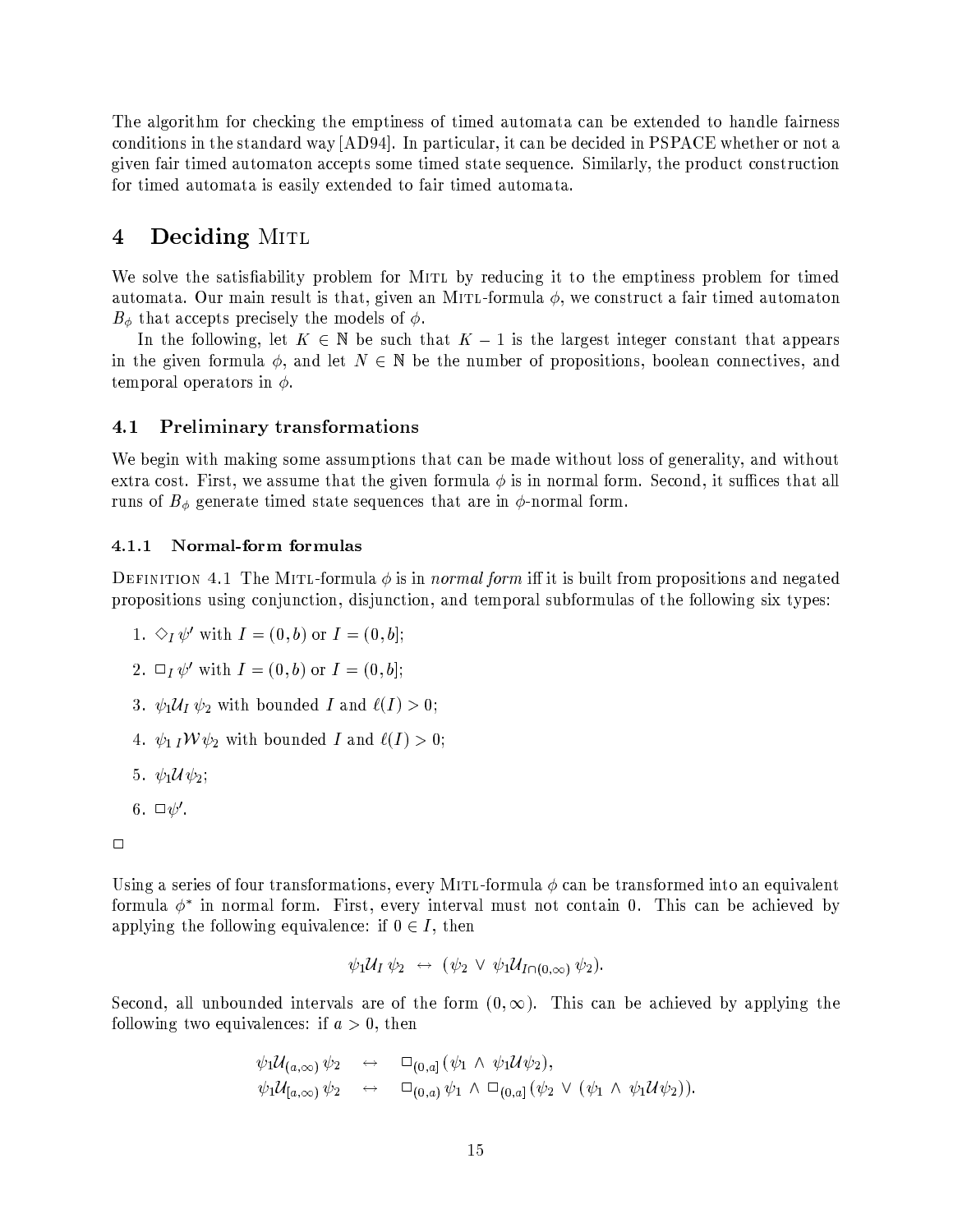The algorithm for checking the emptiness of timed automata can be extended to handle fairness conditions in the standard way [AD94]. In particular, it can be decided in PSPACE whether or not a given fair timed automaton accepts some timed state sequence. Similarly, the product construction for timed automata is easily extended to fair timed automata.

# 4 Deciding MITL

We solve the satisfiability problem for MITL by reducing it to the emptiness problem for timed automata. Our main result is that, given an MITL-formula $\phi$, we construct a fair timed automaton $B_\phi$ that accepts precisely the models of $\phi$.

In the following, let $K \in \mathbb{N}$ be such that $K - 1$ is the largest integer constant that appears in the given formula $\phi$, and let $N \in \mathbb{N}$ be the number of propositions, boolean connectives, and temporal operators in $\phi$.

## 4.1 Preliminary transformations

We begin with making some assumptions that can be made without loss of generality, and without extra cost. First, we assume that the given formula $\phi$ is in normal form. Second, it suffices that all runs of $B_\phi$ generate timed state sequences that are in $\phi$-normal form.

### 4.1.1 Normal-form formulas

DEFINITION 4.1 The MITL-formula $\phi$ is in *normal form* iff it is built from propositions and negated propositions using conjunction, disjunction, and temporal subformulas of the following six types:

1. $\Diamond_I \psi'$ with $I = (0, b)$ or $I = (0, b]$;
2. $\Box_I \psi'$ with $I = (0, b)$ or $I = (0, b]$;
3. $\psi_1 \mathcal{U}_I \psi_2$ with bounded $I$ and $\ell(I) > 0$;
4. $\psi_1 \,{}_I\mathcal{W} \psi_2$ with bounded $I$ and $\ell(I) > 0$;
5. $\psi_1 \mathcal{U} \psi_2$;
6. $\Box \psi'$.

□

Using a series of four transformations, every MITL-formula $\phi$ can be transformed into an equivalent formula $\phi^*$ in normal form. First, every interval must not contain 0. This can be achieved by applying the following equivalence: if $0 \in I$, then

$$\psi_1 \mathcal{U}_I \psi_2 \;\leftrightarrow\; (\psi_2 \vee \psi_1 \mathcal{U}_{I \cap (0,\infty)} \psi_2).$$

Second, all unbounded intervals are of the form $(0, \infty)$. This can be achieved by applying the following two equivalences: if $a > 0$, then

$$\begin{aligned}
\psi_1 \mathcal{U}_{(a,\infty)} \psi_2 &\;\leftrightarrow\; \Box_{(0,a]} (\psi_1 \wedge \psi_1 \mathcal{U} \psi_2), \\
\psi_1 \mathcal{U}_{[a,\infty)} \psi_2 &\;\leftrightarrow\; \Box_{(0,a)} \psi_1 \wedge \Box_{(0,a]} (\psi_2 \vee (\psi_1 \wedge \psi_1 \mathcal{U} \psi_2)).
\end{aligned}$$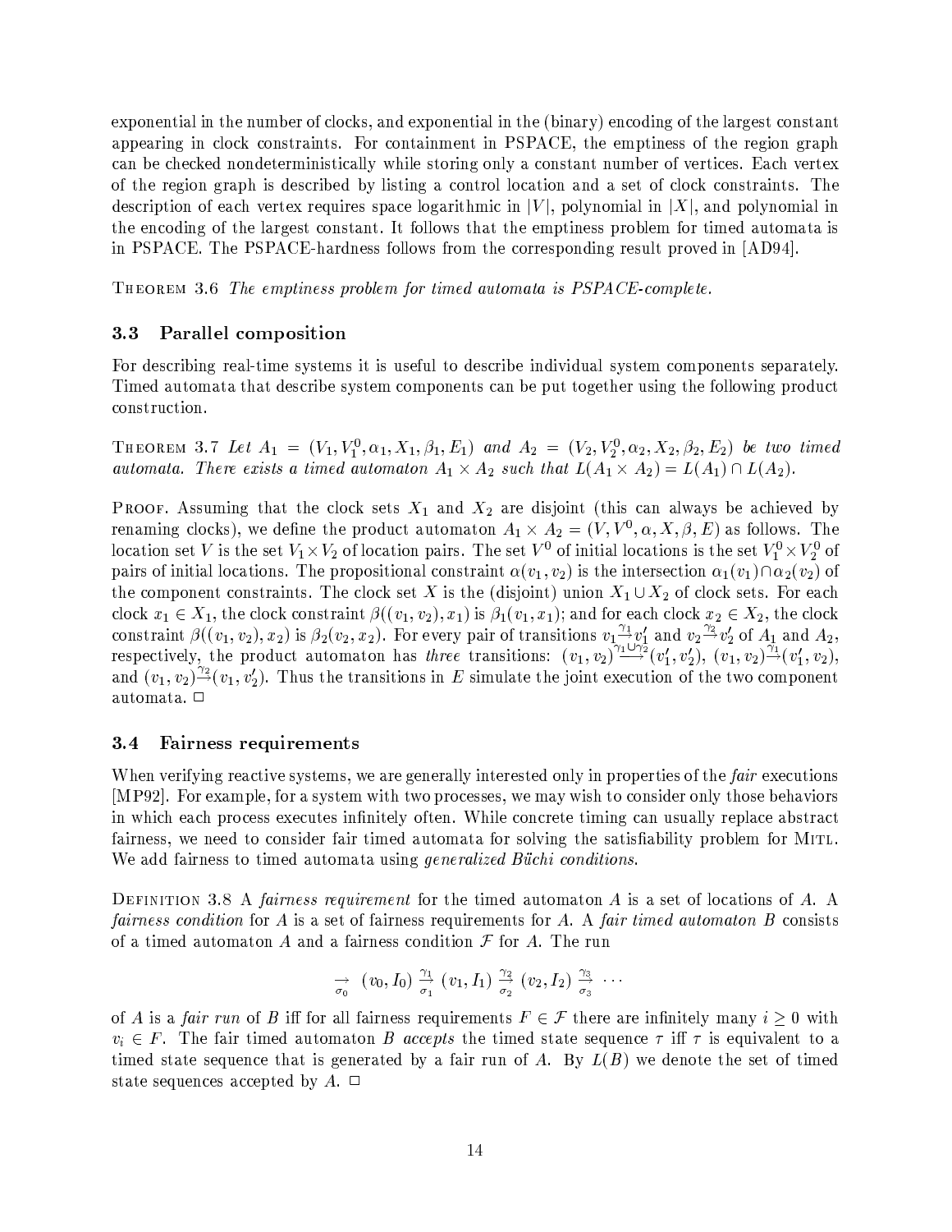exponential in the number of clocks, and exponential in the (binary) encoding of the largest constant appearing in clock constraints. For containment in PSPACE, the emptiness of the region graph can be checked nondeterministically while storing only a constant number of vertices. Each vertex of the region graph is described by listing a control location and a set of clock constraints. The description of each vertex requires space logarithmic in $|V|$, polynomial in $|X|$, and polynomial in the encoding of the largest constant. It follows that the emptiness problem for timed automata is in PSPACE. The PSPACE-hardness follows from the corresponding result proved in [AD94].

Theorem 3.6 *The emptiness problem for timed automata is PSPACE-complete.*

### 3.3 Parallel composition

For describing real-time systems it is useful to describe individual system components separately. Timed automata that describe system components can be put together using the following product construction.

Theorem 3.7 *Let $A_1 = (V_1, V_1^0, \alpha_1, X_1, \beta_1, E_1)$ and $A_2 = (V_2, V_2^0, \alpha_2, X_2, \beta_2, E_2)$ be two timed automata. There exists a timed automaton $A_1 \times A_2$ such that $L(A_1 \times A_2) = L(A_1) \cap L(A_2)$.*

Proof. Assuming that the clock sets $X_1$ and $X_2$ are disjoint (this can always be achieved by renaming clocks), we define the product automaton $A_1 \times A_2 = (V, V^0, \alpha, X, \beta, E)$ as follows. The location set $V$ is the set $V_1 \times V_2$ of location pairs. The set $V^0$ of initial locations is the set $V_1^0 \times V_2^0$ of pairs of initial locations. The propositional constraint $\alpha(v_1, v_2)$ is the intersection $\alpha_1(v_1) \cap \alpha_2(v_2)$ of the component constraints. The clock set $X$ is the (disjoint) union $X_1 \cup X_2$ of clock sets. For each clock $x_1 \in X_1$, the clock constraint $\beta((v_1, v_2), x_1)$ is $\beta_1(v_1, x_1)$; and for each clock $x_2 \in X_2$, the clock constraint $\beta((v_1, v_2), x_2)$ is $\beta_2(v_2, x_2)$. For every pair of transitions $v_1 \xrightarrow{\gamma_1} v_1'$ and $v_2 \xrightarrow{\gamma_2} v_2'$ of $A_1$ and $A_2$, respectively, the product automaton has *three* transitions: $(v_1, v_2) \xrightarrow{\gamma_1 \cup \gamma_2} (v_1', v_2')$, $(v_1, v_2) \xrightarrow{\gamma_1} (v_1', v_2)$, and $(v_1, v_2) \xrightarrow{\gamma_2} (v_1, v_2')$. Thus the transitions in $E$ simulate the joint execution of the two component automata. □

### 3.4 Fairness requirements

When verifying reactive systems, we are generally interested only in properties of the *fair* executions [MP92]. For example, for a system with two processes, we may wish to consider only those behaviors in which each process executes infinitely often. While concrete timing can usually replace abstract fairness, we need to consider fair timed automata for solving the satisfiability problem for Mitl. We add fairness to timed automata using *generalized Büchi conditions*.

Definition 3.8 A *fairness requirement* for the timed automaton $A$ is a set of locations of $A$. A *fairness condition* for $A$ is a set of fairness requirements for $A$. A *fair timed automaton* $B$ consists of a timed automaton $A$ and a fairness condition $\mathcal{F}$ for $A$. The run

$$\xrightarrow[\sigma_0]{} (v_0, I_0) \xrightarrow[\sigma_1]{\gamma_1} (v_1, I_1) \xrightarrow[\sigma_2]{\gamma_2} (v_2, I_2) \xrightarrow[\sigma_3]{\gamma_3} \cdots$$

of $A$ is a *fair run* of $B$ iff for all fairness requirements $F \in \mathcal{F}$ there are infinitely many $i \geq 0$ with $v_i \in F$. The fair timed automaton $B$ *accepts* the timed state sequence $\tau$ iff $\tau$ is equivalent to a timed state sequence that is generated by a fair run of $A$. By $L(B)$ we denote the set of timed state sequences accepted by $A$. □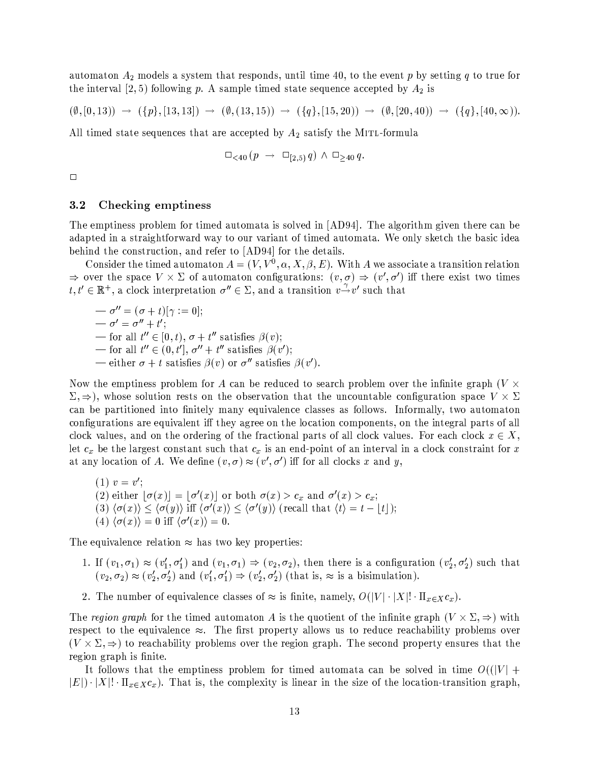automaton $A_2$ models a system that responds, until time 40, to the event $p$ by setting $q$ to true for the interval $[2, 5)$ following $p$. A sample timed state sequence accepted by $A_2$ is

$$(\emptyset, [0, 13)) \rightarrow (\{p\}, [13, 13]) \rightarrow (\emptyset, (13, 15)) \rightarrow (\{q\}, [15, 20)) \rightarrow (\emptyset, [20, 40)) \rightarrow (\{q\}, [40, \infty)).$$

All timed state sequences that are accepted by $A_2$ satisfy the MITL-formula

$$\Box_{<40} (p \rightarrow \Box_{[2,5)} q) \wedge \Box_{\geq 40} q.$$

$\Box$

### 3.2 Checking emptiness

The emptiness problem for timed automata is solved in [AD94]. The algorithm given there can be adapted in a straightforward way to our variant of timed automata. We only sketch the basic idea behind the construction, and refer to [AD94] for the details.

Consider the timed automaton $A = (V, V^0, \alpha, X, \beta, E)$. With $A$ we associate a transition relation $\Rightarrow$ over the space $V \times \Sigma$ of automaton configurations: $(v, \sigma) \Rightarrow (v', \sigma')$ iff there exist two times $t, t' \in \mathbb{R}^+$, a clock interpretation $\sigma'' \in \Sigma$, and a transition $v \xrightarrow{\gamma} v'$ such that

— $\sigma'' = (\sigma + t)[\gamma := 0]$;
— $\sigma' = \sigma'' + t'$;
— for all $t'' \in [0, t)$, $\sigma + t''$ satisfies $\beta(v)$;
— for all $t'' \in (0, t']$, $\sigma'' + t''$ satisfies $\beta(v')$;
— either $\sigma + t$ satisfies $\beta(v)$ or $\sigma''$ satisfies $\beta(v')$.

Now the emptiness problem for $A$ can be reduced to search problem over the infinite graph $(V \times \Sigma, \Rightarrow)$, whose solution rests on the observation that the uncountable configuration space $V \times \Sigma$ can be partitioned into finitely many equivalence classes as follows. Informally, two automaton configurations are equivalent iff they agree on the location components, on the integral parts of all clock values, and on the ordering of the fractional parts of all clock values. For each clock $x \in X$, let $c_x$ be the largest constant such that $c_x$ is an end-point of an interval in a clock constraint for $x$ at any location of $A$. We define $(v, \sigma) \approx (v', \sigma')$ iff for all clocks $x$ and $y$,

(1) $v = v'$;
(2) either $\lfloor \sigma(x) \rfloor = \lfloor \sigma'(x) \rfloor$ or both $\sigma(x) > c_x$ and $\sigma'(x) > c_x$;
(3) $\langle \sigma(x) \rangle \leq \langle \sigma(y) \rangle$ iff $\langle \sigma'(x) \rangle \leq \langle \sigma'(y) \rangle$ (recall that $\langle t \rangle = t - \lfloor t \rfloor$);
(4) $\langle \sigma(x) \rangle = 0$ iff $\langle \sigma'(x) \rangle = 0$.

The equivalence relation $\approx$ has two key properties:

1. If $(v_1, \sigma_1) \approx (v_1', \sigma_1')$ and $(v_1, \sigma_1) \Rightarrow (v_2, \sigma_2)$, then there is a configuration $(v_2', \sigma_2')$ such that $(v_2, \sigma_2) \approx (v_2', \sigma_2')$ and $(v_1', \sigma_1') \Rightarrow (v_2', \sigma_2')$ (that is, $\approx$ is a bisimulation).
2. The number of equivalence classes of $\approx$ is finite, namely, $O(|V| \cdot |X|! \cdot \Pi_{x \in X} c_x)$.

The *region graph* for the timed automaton $A$ is the quotient of the infinite graph $(V \times \Sigma, \Rightarrow)$ with respect to the equivalence $\approx$. The first property allows us to reduce reachability problems over $(V \times \Sigma, \Rightarrow)$ to reachability problems over the region graph. The second property ensures that the region graph is finite.

It follows that the emptiness problem for timed automata can be solved in time $O((|V| + |E|) \cdot |X|! \cdot \Pi_{x \in X} c_x)$. That is, the complexity is linear in the size of the location-transition graph,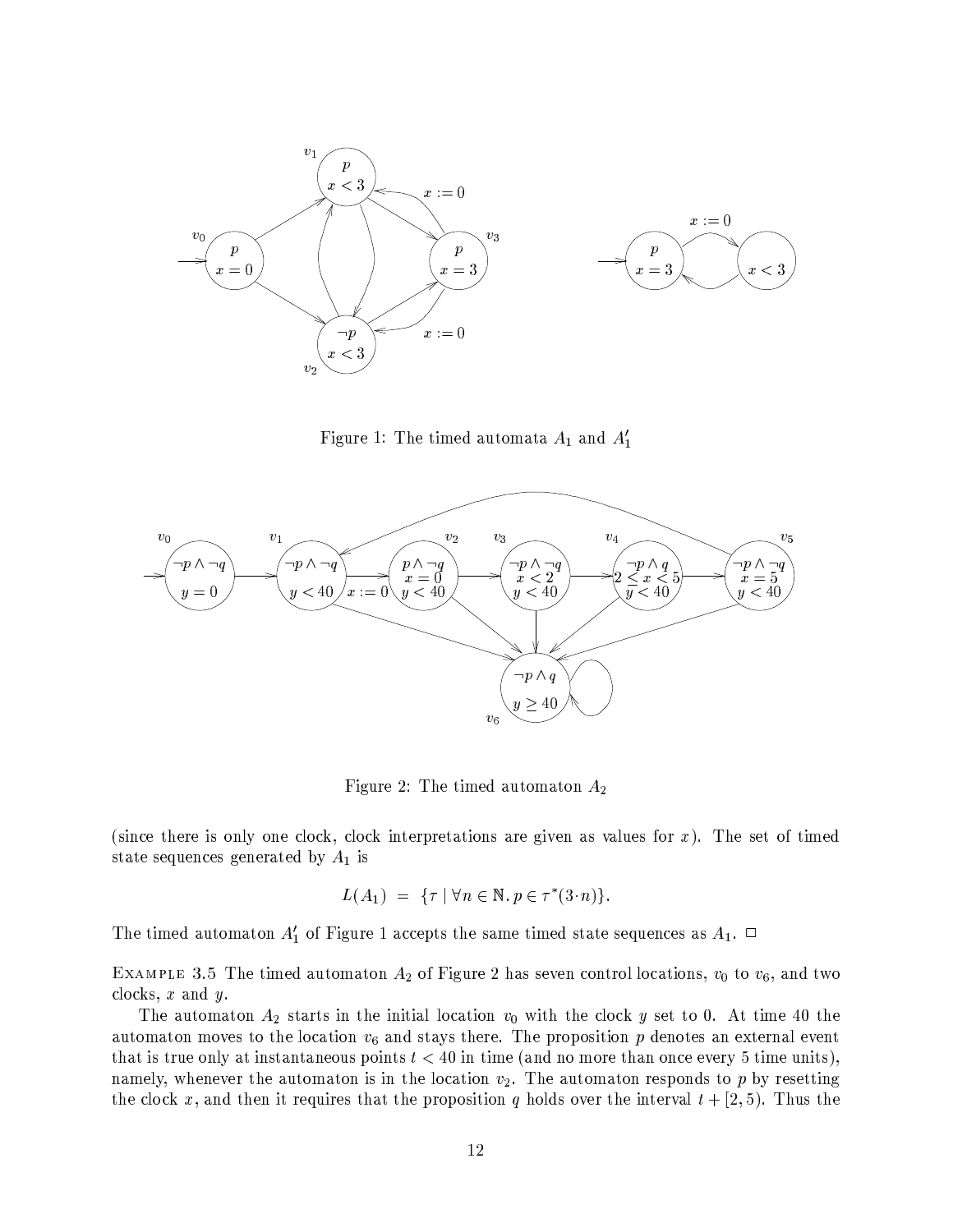Figure 1: The timed automata $A_1$ and $A_1'$

Figure 2: The timed automaton $A_2$

(since there is only one clock, clock interpretations are given as values for $x$). The set of timed state sequences generated by $A_1$ is

$$L(A_1) \;=\; \{\tau \mid \forall n \in \mathbb{N}.\, p \in \tau^*(3 \cdot n)\}.$$

The timed automaton $A_1'$ of Figure 1 accepts the same timed state sequences as $A_1$. $\Box$

EXAMPLE 3.5 The timed automaton $A_2$ of Figure 2 has seven control locations, $v_0$ to $v_6$, and two clocks, $x$ and $y$.

The automaton $A_2$ starts in the initial location $v_0$ with the clock $y$ set to 0. At time 40 the automaton moves to the location $v_6$ and stays there. The proposition $p$ denotes an external event that is true only at instantaneous points $t < 40$ in time (and no more than once every 5 time units), namely, whenever the automaton is in the location $v_2$. The automaton responds to $p$ by resetting the clock $x$, and then it requires that the proposition $q$ holds over the interval $t + [2, 5)$. Thus the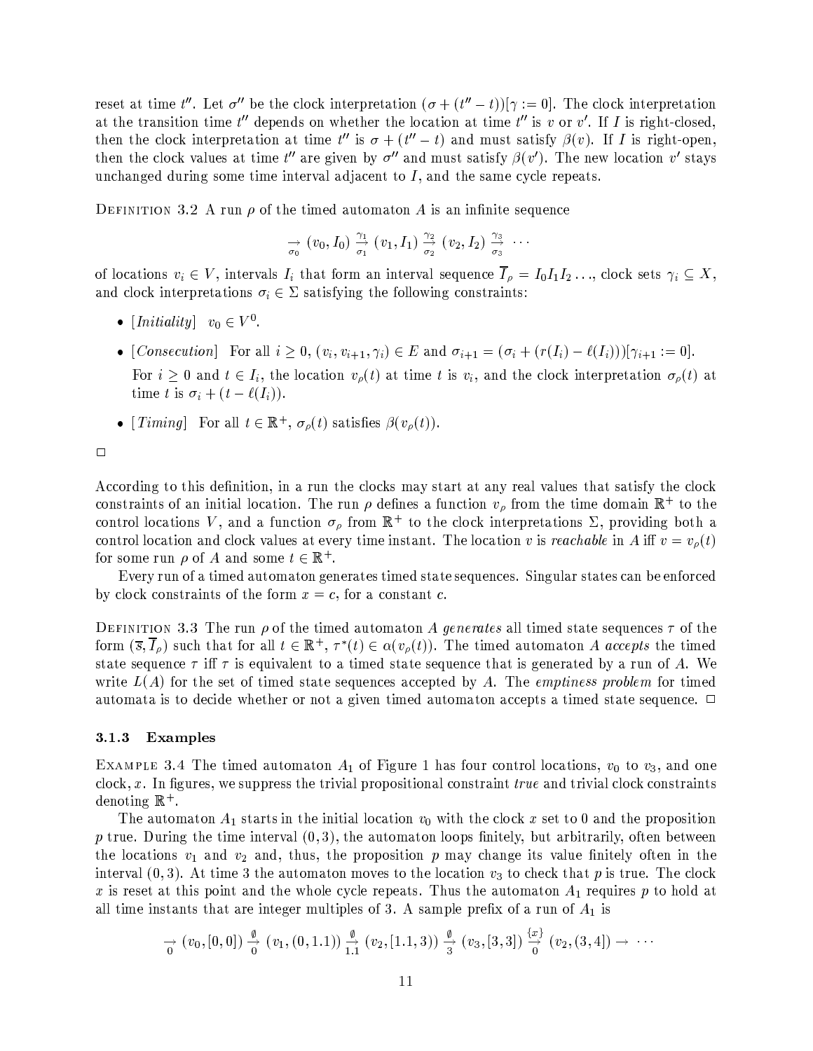reset at time $t''$. Let $\sigma''$ be the clock interpretation $(\sigma + (t'' - t))[\gamma := 0]$. The clock interpretation at the transition time $t''$ depends on whether the location at time $t''$ is $v$ or $v'$. If $I$ is right-closed, then the clock interpretation at time $t''$ is $\sigma + (t'' - t)$ and must satisfy $\beta(v)$. If $I$ is right-open, then the clock values at time $t''$ are given by $\sigma''$ and must satisfy $\beta(v')$. The new location $v'$ stays unchanged during some time interval adjacent to $I$, and the same cycle repeats.

DEFINITION 3.2 A run $\rho$ of the timed automaton $A$ is an infinite sequence

$$\underset{\sigma_0}{\rightarrow} (v_0, I_0) \overset{\gamma_1}{\underset{\sigma_1}{\rightarrow}} (v_1, I_1) \overset{\gamma_2}{\underset{\sigma_2}{\rightarrow}} (v_2, I_2) \overset{\gamma_3}{\underset{\sigma_3}{\rightarrow}} \cdots$$

of locations $v_i \in V$, intervals $I_i$ that form an interval sequence $\overline{I}_\rho = I_0 I_1 I_2 \ldots$, clock sets $\gamma_i \subseteq X$, and clock interpretations $\sigma_i \in \Sigma$ satisfying the following constraints:

- [*Initiality*] $v_0 \in V^0$.
- [*Consecution*] For all $i \geq 0$, $(v_i, v_{i+1}, \gamma_i) \in E$ and $\sigma_{i+1} = (\sigma_i + (r(I_i) - \ell(I_i)))[\gamma_{i+1} := 0]$.

  For $i \geq 0$ and $t \in I_i$, the location $v_\rho(t)$ at time $t$ is $v_i$, and the clock interpretation $\sigma_\rho(t)$ at time $t$ is $\sigma_i + (t - \ell(I_i))$.
- [*Timing*] For all $t \in \mathbb{R}^+$, $\sigma_\rho(t)$ satisfies $\beta(v_\rho(t))$.

□

According to this definition, in a run the clocks may start at any real values that satisfy the clock constraints of an initial location. The run $\rho$ defines a function $v_\rho$ from the time domain $\mathbb{R}^+$ to the control locations $V$, and a function $\sigma_\rho$ from $\mathbb{R}^+$ to the clock interpretations $\Sigma$, providing both a control location and clock values at every time instant. The location $v$ is *reachable* in $A$ iff $v = v_\rho(t)$ for some run $\rho$ of $A$ and some $t \in \mathbb{R}^+$.

Every run of a timed automaton generates timed state sequences. Singular states can be enforced by clock constraints of the form $x = c$, for a constant $c$.

DEFINITION 3.3 The run $\rho$ of the timed automaton $A$ *generates* all timed state sequences $\tau$ of the form $(\overline{s}, \overline{I}_\rho)$ such that for all $t \in \mathbb{R}^+$, $\tau^*(t) \in \alpha(v_\rho(t))$. The timed automaton $A$ *accepts* the timed state sequence $\tau$ iff $\tau$ is equivalent to a timed state sequence that is generated by a run of $A$. We write $L(A)$ for the set of timed state sequences accepted by $A$. The *emptiness problem* for timed automata is to decide whether or not a given timed automaton accepts a timed state sequence. □

### 3.1.3 Examples

EXAMPLE 3.4 The timed automaton $A_1$ of Figure 1 has four control locations, $v_0$ to $v_3$, and one clock, $x$. In figures, we suppress the trivial propositional constraint *true* and trivial clock constraints denoting $\mathbb{R}^+$.

The automaton $A_1$ starts in the initial location $v_0$ with the clock $x$ set to 0 and the proposition $p$ true. During the time interval $(0, 3)$, the automaton loops finitely, but arbitrarily, often between the locations $v_1$ and $v_2$ and, thus, the proposition $p$ may change its value finitely often in the interval $(0, 3)$. At time 3 the automaton moves to the location $v_3$ to check that $p$ is true. The clock $x$ is reset at this point and the whole cycle repeats. Thus the automaton $A_1$ requires $p$ to hold at all time instants that are integer multiples of 3. A sample prefix of a run of $A_1$ is

$$\underset{0}{\rightarrow} (v_0, [0, 0]) \overset{\emptyset}{\underset{0}{\rightarrow}} (v_1, (0, 1.1)) \overset{\emptyset}{\underset{1.1}{\rightarrow}} (v_2, [1.1, 3)) \overset{\emptyset}{\underset{3}{\rightarrow}} (v_3, [3, 3]) \overset{\{x\}}{\underset{0}{\rightarrow}} (v_2, (3, 4]) \rightarrow \cdots$$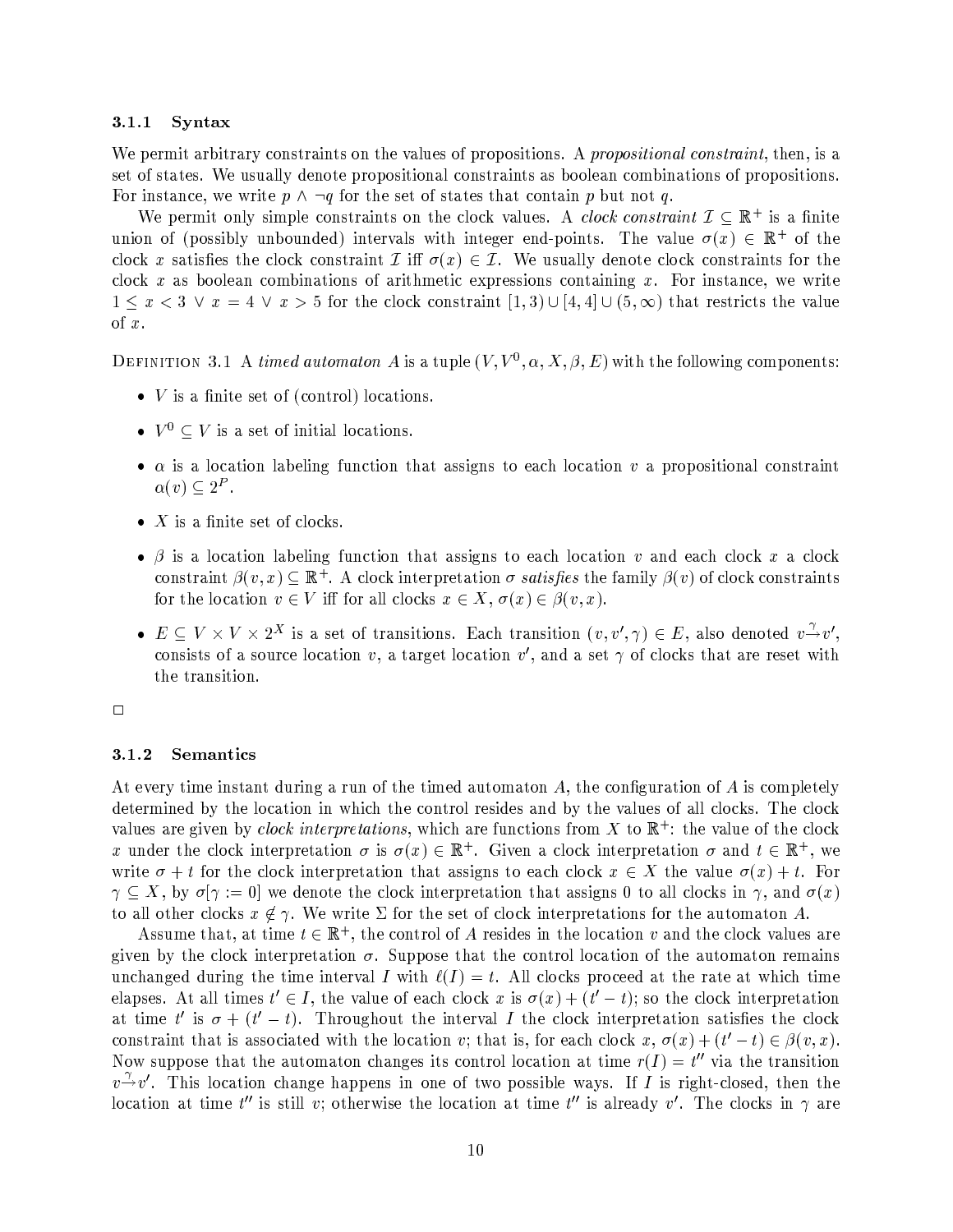### 3.1.1 Syntax

We permit arbitrary constraints on the values of propositions. A *propositional constraint*, then, is a set of states. We usually denote propositional constraints as boolean combinations of propositions. For instance, we write $p \wedge \neg q$ for the set of states that contain $p$ but not $q$.

We permit only simple constraints on the clock values. A *clock constraint* $\mathcal{I} \subseteq \mathbb{R}^+$ is a finite union of (possibly unbounded) intervals with integer end-points. The value $\sigma(x) \in \mathbb{R}^+$ of the clock $x$ satisfies the clock constraint $\mathcal{I}$ iff $\sigma(x) \in \mathcal{I}$. We usually denote clock constraints for the clock $x$ as boolean combinations of arithmetic expressions containing $x$. For instance, we write $1 \leq x < 3 \vee x = 4 \vee x > 5$ for the clock constraint $[1,3) \cup [4,4] \cup (5,\infty)$ that restricts the value of $x$.

Definition 3.1 A *timed automaton* $A$ is a tuple $(V, V^0, \alpha, X, \beta, E)$ with the following components:

- $V$ is a finite set of (control) locations.
- $V^0 \subseteq V$ is a set of initial locations.
- $\alpha$ is a location labeling function that assigns to each location $v$ a propositional constraint $\alpha(v) \subseteq 2^P$.
- $X$ is a finite set of clocks.
- $\beta$ is a location labeling function that assigns to each location $v$ and each clock $x$ a clock constraint $\beta(v, x) \subseteq \mathbb{R}^+$. A clock interpretation $\sigma$ *satisfies* the family $\beta(v)$ of clock constraints for the location $v \in V$ iff for all clocks $x \in X$, $\sigma(x) \in \beta(v, x)$.
- $E \subseteq V \times V \times 2^X$ is a set of transitions. Each transition $(v, v', \gamma) \in E$, also denoted $v \xrightarrow{\gamma} v'$, consists of a source location $v$, a target location $v'$, and a set $\gamma$ of clocks that are reset with the transition.

□

### 3.1.2 Semantics

At every time instant during a run of the timed automaton $A$, the configuration of $A$ is completely determined by the location in which the control resides and by the values of all clocks. The clock values are given by *clock interpretations*, which are functions from $X$ to $\mathbb{R}^+$: the value of the clock $x$ under the clock interpretation $\sigma$ is $\sigma(x) \in \mathbb{R}^+$. Given a clock interpretation $\sigma$ and $t \in \mathbb{R}^+$, we write $\sigma + t$ for the clock interpretation that assigns to each clock $x \in X$ the value $\sigma(x) + t$. For $\gamma \subseteq X$, by $\sigma[\gamma := 0]$ we denote the clock interpretation that assigns 0 to all clocks in $\gamma$, and $\sigma(x)$ to all other clocks $x \notin \gamma$. We write $\Sigma$ for the set of clock interpretations for the automaton $A$.

Assume that, at time $t \in \mathbb{R}^+$, the control of $A$ resides in the location $v$ and the clock values are given by the clock interpretation $\sigma$. Suppose that the control location of the automaton remains unchanged during the time interval $I$ with $\ell(I) = t$. All clocks proceed at the rate at which time elapses. At all times $t' \in I$, the value of each clock $x$ is $\sigma(x) + (t' - t)$; so the clock interpretation at time $t'$ is $\sigma + (t' - t)$. Throughout the interval $I$ the clock interpretation satisfies the clock constraint that is associated with the location $v$; that is, for each clock $x$, $\sigma(x) + (t' - t) \in \beta(v, x)$. Now suppose that the automaton changes its control location at time $r(I) = t''$ via the transition $v \xrightarrow{\gamma} v'$. This location change happens in one of two possible ways. If $I$ is right-closed, then the location at time $t''$ is still $v$; otherwise the location at time $t''$ is already $v'$. The clocks in $\gamma$ are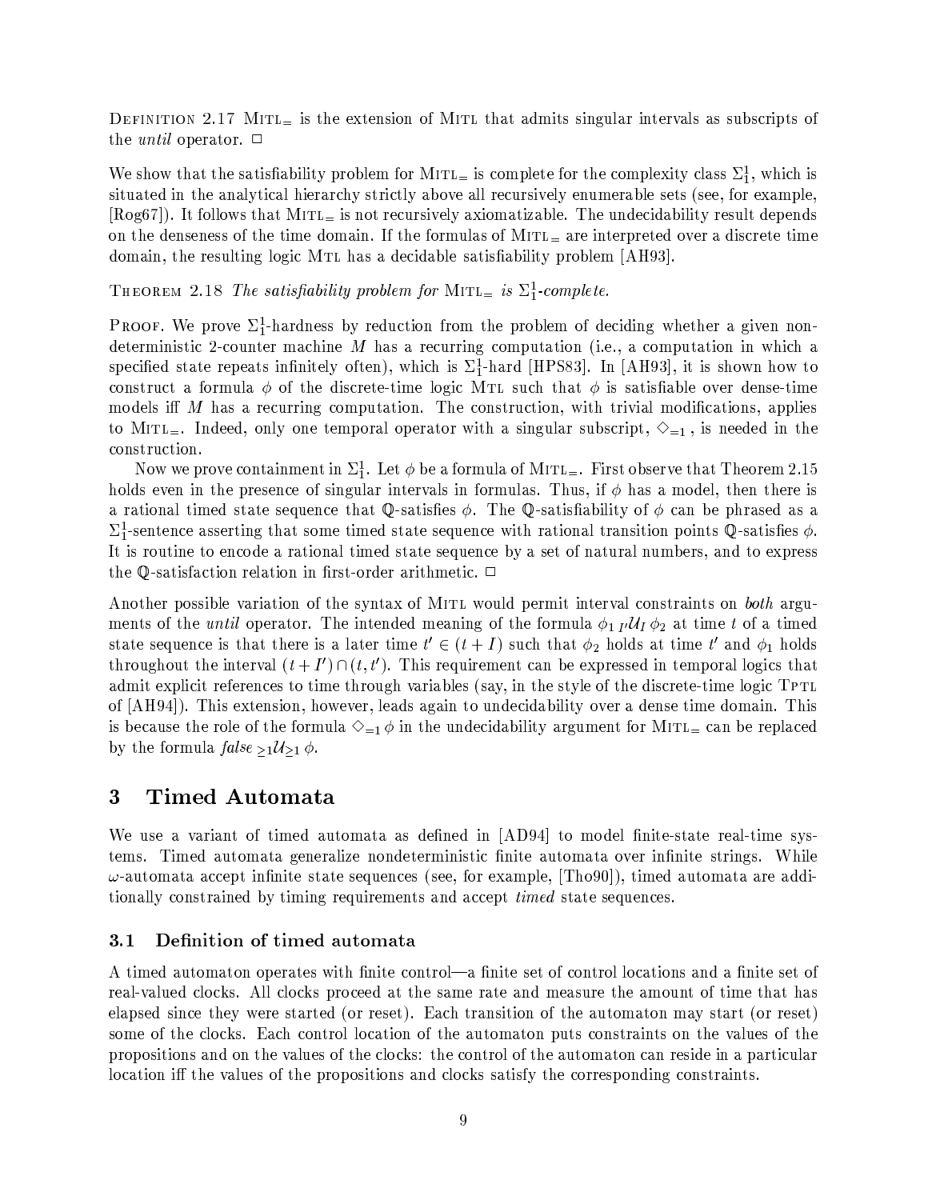Definition 2.17 $\text{MITL}_=$ is the extension of MITL that admits singular intervals as subscripts of the *until* operator. □

We show that the satisfiability problem for $\text{MITL}_=$ is complete for the complexity class $\Sigma_1^1$, which is situated in the analytical hierarchy strictly above all recursively enumerable sets (see, for example, [Rog67]). It follows that $\text{MITL}_=$ is not recursively axiomatizable. The undecidability result depends on the denseness of the time domain. If the formulas of $\text{MITL}_=$ are interpreted over a discrete time domain, the resulting logic MTL has a decidable satisfiability problem [AH93].

Theorem 2.18 *The satisfiability problem for* $\text{MITL}_=$ *is* $\Sigma_1^1$*-complete.*

Proof. We prove $\Sigma_1^1$-hardness by reduction from the problem of deciding whether a given nondeterministic 2-counter machine $M$ has a recurring computation (i.e., a computation in which a specified state repeats infinitely often), which is $\Sigma_1^1$-hard [HPS83]. In [AH93], it is shown how to construct a formula $\phi$ of the discrete-time logic MTL such that $\phi$ is satisfiable over dense-time models iff $M$ has a recurring computation. The construction, with trivial modifications, applies to $\text{MITL}_=$. Indeed, only one temporal operator with a singular subscript, $\Diamond_{=1}$, is needed in the construction.

Now we prove containment in $\Sigma_1^1$. Let $\phi$ be a formula of $\text{MITL}_=$. First observe that Theorem 2.15 holds even in the presence of singular intervals in formulas. Thus, if $\phi$ has a model, then there is a rational timed state sequence that $\mathbb{Q}$-satisfies $\phi$. The $\mathbb{Q}$-satisfiability of $\phi$ can be phrased as a $\Sigma_1^1$-sentence asserting that some timed state sequence with rational transition points $\mathbb{Q}$-satisfies $\phi$. It is routine to encode a rational timed state sequence by a set of natural numbers, and to express the $\mathbb{Q}$-satisfaction relation in first-order arithmetic. □

Another possible variation of the syntax of MITL would permit interval constraints on *both* arguments of the *until* operator. The intended meaning of the formula $\phi_1 \, {}_{I'}\mathcal{U}_I \, \phi_2$ at time $t$ of a timed state sequence is that there is a later time $t' \in (t + I)$ such that $\phi_2$ holds at time $t'$ and $\phi_1$ holds throughout the interval $(t + I') \cap (t, t')$. This requirement can be expressed in temporal logics that admit explicit references to time through variables (say, in the style of the discrete-time logic TPTL of [AH94]). This extension, however, leads again to undecidability over a dense time domain. This is because the role of the formula $\Diamond_{=1} \phi$ in the undecidability argument for $\text{MITL}_=$ can be replaced by the formula $\mathit{false} \, {}_{\geq 1}\mathcal{U}_{\geq 1} \, \phi$.

# 3 Timed Automata

We use a variant of timed automata as defined in [AD94] to model finite-state real-time systems. Timed automata generalize nondeterministic finite automata over infinite strings. While $\omega$-automata accept infinite state sequences (see, for example, [Tho90]), timed automata are additionally constrained by timing requirements and accept *timed* state sequences.

## 3.1 Definition of timed automata

A timed automaton operates with finite control—a finite set of control locations and a finite set of real-valued clocks. All clocks proceed at the same rate and measure the amount of time that has elapsed since they were started (or reset). Each transition of the automaton may start (or reset) some of the clocks. Each control location of the automaton puts constraints on the values of the propositions and on the values of the clocks: the control of the automaton can reside in a particular location iff the values of the propositions and clocks satisfy the corresponding constraints.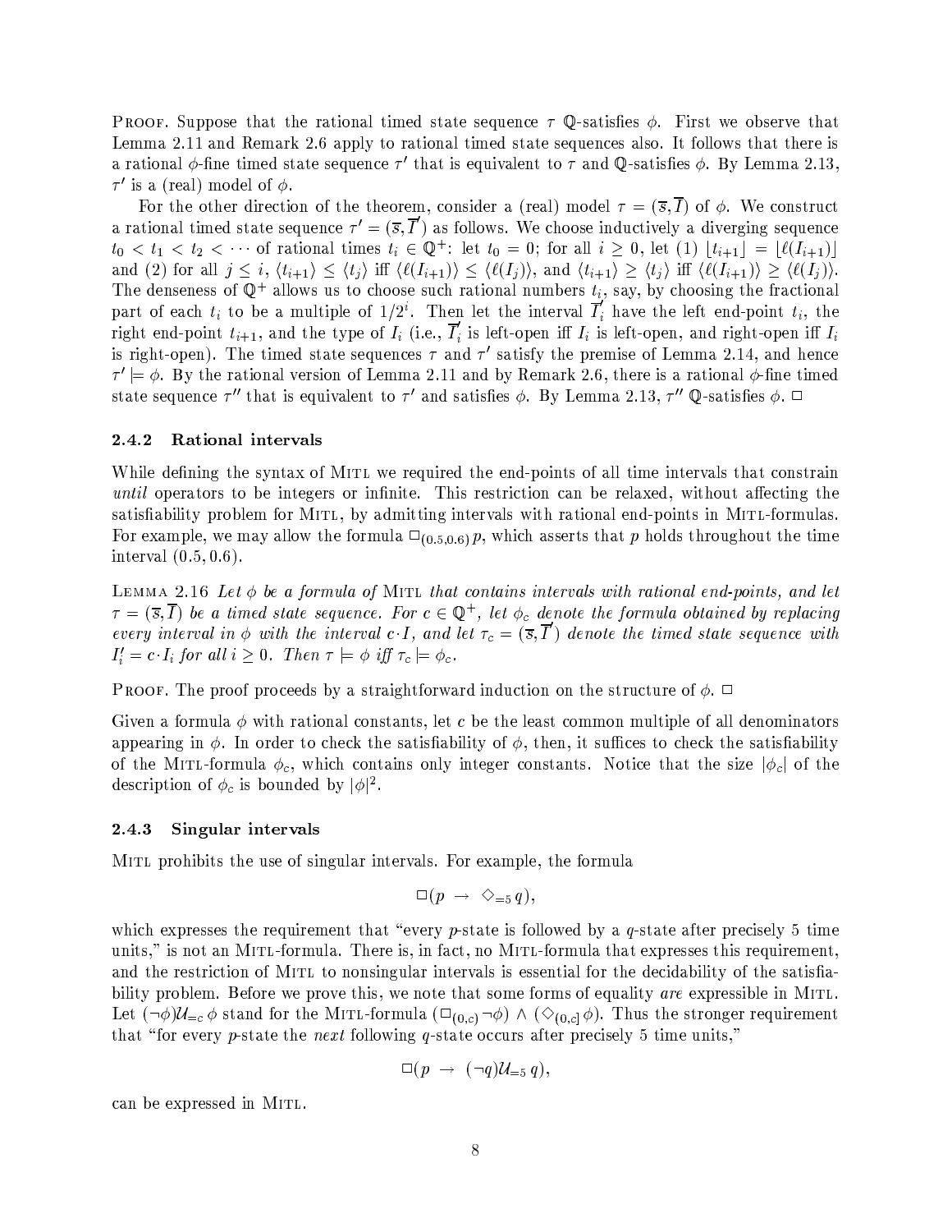PROOF. Suppose that the rational timed state sequence $\tau$ $\mathbb{Q}$-satisfies $\phi$. First we observe that Lemma 2.11 and Remark 2.6 apply to rational timed state sequences also. It follows that there is a rational $\phi$-fine timed state sequence $\tau'$ that is equivalent to $\tau$ and $\mathbb{Q}$-satisfies $\phi$. By Lemma 2.13, $\tau'$ is a (real) model of $\phi$.

For the other direction of the theorem, consider a (real) model $\tau = (\overline{s}, \overline{I})$ of $\phi$. We construct a rational timed state sequence $\tau' = (\overline{s}, \overline{I}')$ as follows. We choose inductively a diverging sequence $t_0 < t_1 < t_2 < \cdots$ of rational times $t_i \in \mathbb{Q}^+$: let $t_0 = 0$; for all $i \geq 0$, let (1) $\lfloor t_{i+1} \rfloor = \lfloor \ell(I_{i+1}) \rfloor$ and (2) for all $j \leq i$, $\langle t_{i+1} \rangle \leq \langle t_j \rangle$ iff $\langle \ell(I_{i+1}) \rangle \leq \langle \ell(I_j) \rangle$, and $\langle t_{i+1} \rangle \geq \langle t_j \rangle$ iff $\langle \ell(I_{i+1}) \rangle \geq \langle \ell(I_j) \rangle$. The denseness of $\mathbb{Q}^+$ allows us to choose such rational numbers $t_i$, say, by choosing the fractional part of each $t_i$ to be a multiple of $1/2^i$. Then let the interval $\overline{I}_i'$ have the left end-point $t_i$, the right end-point $t_{i+1}$, and the type of $I_i$ (i.e., $\overline{I}_i'$ is left-open iff $I_i$ is left-open, and right-open iff $I_i$ is right-open). The timed state sequences $\tau$ and $\tau'$ satisfy the premise of Lemma 2.14, and hence $\tau' \models \phi$. By the rational version of Lemma 2.11 and by Remark 2.6, there is a rational $\phi$-fine timed state sequence $\tau''$ that is equivalent to $\tau'$ and satisfies $\phi$. By Lemma 2.13, $\tau''$ $\mathbb{Q}$-satisfies $\phi$. □

### 2.4.2 Rational intervals

While defining the syntax of MITL we required the end-points of all time intervals that constrain *until* operators to be integers or infinite. This restriction can be relaxed, without affecting the satisfiability problem for MITL, by admitting intervals with rational end-points in MITL-formulas. For example, we may allow the formula $\Box_{(0.5,0.6)}\, p$, which asserts that $p$ holds throughout the time interval $(0.5, 0.6)$.

LEMMA 2.16 *Let $\phi$ be a formula of* MITL *that contains intervals with rational end-points, and let $\tau = (\overline{s}, \overline{I})$ be a timed state sequence. For $c \in \mathbb{Q}^+$, let $\phi_c$ denote the formula obtained by replacing every interval in $\phi$ with the interval $c \cdot I$, and let $\tau_c = (\overline{s}, \overline{I}')$ denote the timed state sequence with $I_i' = c \cdot I_i$ for all $i \geq 0$. Then $\tau \models \phi$ iff $\tau_c \models \phi_c$.*

PROOF. The proof proceeds by a straightforward induction on the structure of $\phi$. □

Given a formula $\phi$ with rational constants, let $c$ be the least common multiple of all denominators appearing in $\phi$. In order to check the satisfiability of $\phi$, then, it suffices to check the satisfiability of the MITL-formula $\phi_c$, which contains only integer constants. Notice that the size $|\phi_c|$ of the description of $\phi_c$ is bounded by $|\phi|^2$.

### 2.4.3 Singular intervals

MITL prohibits the use of singular intervals. For example, the formula

$$\Box(p \;\rightarrow\; \Diamond_{=5}\, q),$$

which expresses the requirement that "every $p$-state is followed by a $q$-state after precisely 5 time units," is not an MITL-formula. There is, in fact, no MITL-formula that expresses this requirement, and the restriction of MITL to nonsingular intervals is essential for the decidability of the satisfiability problem. Before we prove this, we note that some forms of equality *are* expressible in MITL. Let $(\neg\phi)\mathcal{U}_{=c}\,\phi$ stand for the MITL-formula $(\Box_{(0,c)}\neg\phi) \wedge (\Diamond_{(0,c]}\,\phi)$. Thus the stronger requirement that "for every $p$-state the *next* following $q$-state occurs after precisely 5 time units,"

$$\Box(p \;\rightarrow\; (\neg q)\mathcal{U}_{=5}\, q),$$

can be expressed in MITL.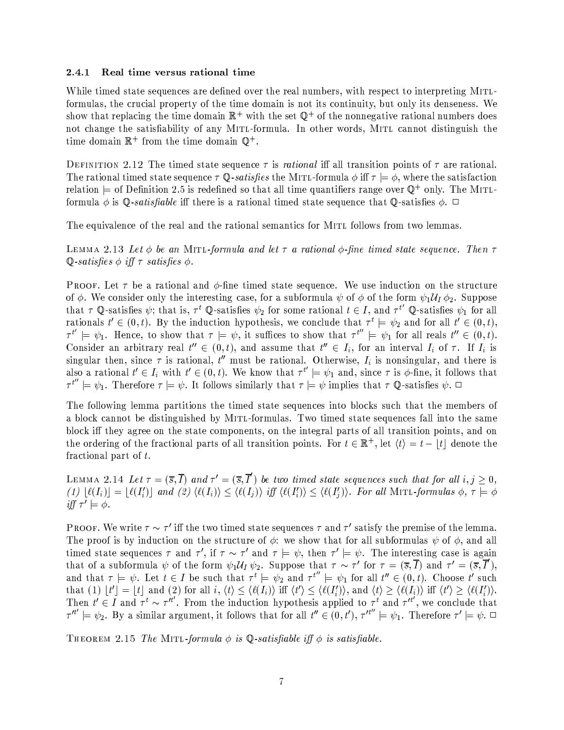#### 2.4.1 Real time versus rational time

While timed state sequences are defined over the real numbers, with respect to interpreting MITL-formulas, the crucial property of the time domain is not its continuity, but only its denseness. We show that replacing the time domain $\mathbb{R}^+$ with the set $\mathbb{Q}^+$ of the nonnegative rational numbers does not change the satisfiability of any MITL-formula. In other words, MITL cannot distinguish the time domain $\mathbb{R}^+$ from the time domain $\mathbb{Q}^+$.

DEFINITION 2.12 The timed state sequence $\tau$ is *rational* iff all transition points of $\tau$ are rational. The rational timed state sequence $\tau$ $\mathbb{Q}$*-satisfies* the MITL-formula $\phi$ iff $\tau \models \phi$, where the satisfaction relation $\models$ of Definition 2.5 is redefined so that all time quantifiers range over $\mathbb{Q}^+$ only. The MITL-formula $\phi$ is $\mathbb{Q}$*-satisfiable* iff there is a rational timed state sequence that $\mathbb{Q}$-satisfies $\phi$. $\square$

The equivalence of the real and the rational semantics for MITL follows from two lemmas.

LEMMA 2.13 *Let $\phi$ be an* MITL*-formula and let $\tau$ a rational $\phi$-fine timed state sequence. Then $\tau$ $\mathbb{Q}$-satisfies $\phi$ iff $\tau$ satisfies $\phi$.*

PROOF. Let $\tau$ be a rational and $\phi$-fine timed state sequence. We use induction on the structure of $\phi$. We consider only the interesting case, for a subformula $\psi$ of $\phi$ of the form $\psi_1 \mathcal{U}_I \phi_2$. Suppose that $\tau$ $\mathbb{Q}$-satisfies $\psi$; that is, $\tau^t$ $\mathbb{Q}$-satisfies $\psi_2$ for some rational $t \in I$, and $\tau^{t'}$ $\mathbb{Q}$-satisfies $\psi_1$ for all rationals $t' \in (0,t)$. By the induction hypothesis, we conclude that $\tau^t \models \psi_2$ and for all $t' \in (0,t)$, $\tau^{t'} \models \psi_1$. Hence, to show that $\tau \models \psi$, it suffices to show that $\tau^{t''} \models \psi_1$ for all reals $t'' \in (0,t)$. Consider an arbitrary real $t'' \in (0,t)$, and assume that $t'' \in I_i$, for an interval $I_i$ of $\tau$. If $I_i$ is singular then, since $\tau$ is rational, $t''$ must be rational. Otherwise, $I_i$ is nonsingular, and there is also a rational $t' \in I_i$ with $t' \in (0,t)$. We know that $\tau^{t'} \models \psi_1$ and, since $\tau$ is $\phi$-fine, it follows that $\tau^{t''} \models \psi_1$. Therefore $\tau \models \psi$. It follows similarly that $\tau \models \psi$ implies that $\tau$ $\mathbb{Q}$-satisfies $\psi$. $\square$

The following lemma partitions the timed state sequences into blocks such that the members of a block cannot be distinguished by MITL-formulas. Two timed state sequences fall into the same block iff they agree on the state components, on the integral parts of all transition points, and on the ordering of the fractional parts of all transition points. For $t \in \mathbb{R}^+$, let $\langle t \rangle = t - \lfloor t \rfloor$ denote the fractional part of $t$.

LEMMA 2.14 *Let $\tau = (\overline{s}, \overline{I})$ and $\tau' = (\overline{s}, \overline{I}')$ be two timed state sequences such that for all $i, j \geq 0$, (1) $\lfloor \ell(I_i) \rfloor = \lfloor \ell(I'_i) \rfloor$ and (2) $\langle \ell(I_i) \rangle \leq \langle \ell(I_j) \rangle$ iff $\langle \ell(I'_i) \rangle \leq \langle \ell(I'_j) \rangle$. For all* MITL*-formulas $\phi$, $\tau \models \phi$ iff $\tau' \models \phi$.*

PROOF. We write $\tau \sim \tau'$ iff the two timed state sequences $\tau$ and $\tau'$ satisfy the premise of the lemma. The proof is by induction on the structure of $\phi$: we show that for all subformulas $\psi$ of $\phi$, and all timed state sequences $\tau$ and $\tau'$, if $\tau \sim \tau'$ and $\tau \models \psi$, then $\tau' \models \psi$. The interesting case is again that of a subformula $\psi$ of the form $\psi_1 \mathcal{U}_I \psi_2$. Suppose that $\tau \sim \tau'$ for $\tau = (\overline{s}, \overline{I})$ and $\tau' = (\overline{s}, \overline{I}')$, and that $\tau \models \psi$. Let $t \in I$ be such that $\tau^t \models \psi_2$ and $\tau^{t''} \models \psi_1$ for all $t'' \in (0,t)$. Choose $t'$ such that (1) $\lfloor t' \rfloor = \lfloor t \rfloor$ and (2) for all $i$, $\langle t \rangle \leq \langle \ell(I_i) \rangle$ iff $\langle t' \rangle \leq \langle \ell(I'_i) \rangle$, and $\langle t \rangle \geq \langle \ell(I_i) \rangle$ iff $\langle t' \rangle \geq \langle \ell(I'_i) \rangle$. Then $t' \in I$ and $\tau^t \sim \tau'^{t'}$. From the induction hypothesis applied to $\tau^t$ and $\tau'^{t'}$, we conclude that $\tau'^{t'} \models \psi_2$. By a similar argument, it follows that for all $t'' \in (0,t')$, $\tau'^{t''} \models \psi_1$. Therefore $\tau' \models \psi$. $\square$

THEOREM 2.15 *The* MITL*-formula $\phi$ is $\mathbb{Q}$-satisfiable iff $\phi$ is satisfiable.*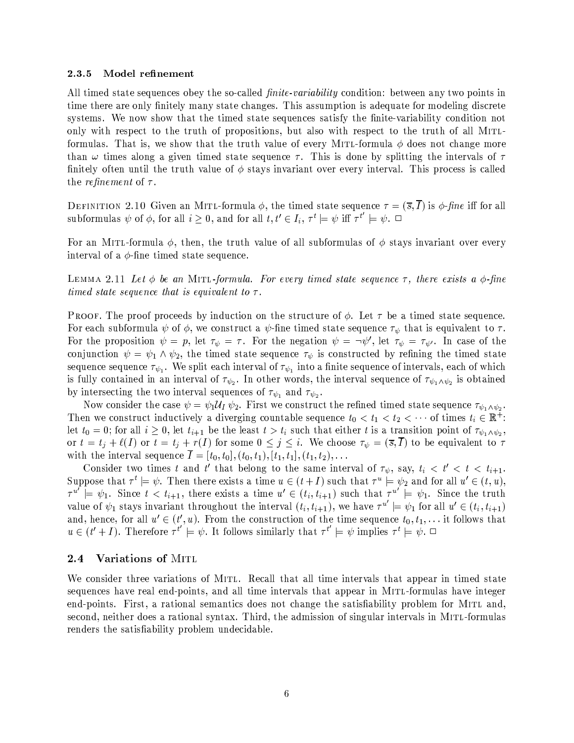### 2.3.5 Model refinement

All timed state sequences obey the so-called *finite-variability* condition: between any two points in time there are only finitely many state changes. This assumption is adequate for modeling discrete systems. We now show that the timed state sequences satisfy the finite-variability condition not only with respect to the truth of propositions, but also with respect to the truth of all MITL-formulas. That is, we show that the truth value of every MITL-formula $\phi$ does not change more than $\omega$ times along a given timed state sequence $\tau$. This is done by splitting the intervals of $\tau$ finitely often until the truth value of $\phi$ stays invariant over every interval. This process is called the *refinement* of $\tau$.

DEFINITION 2.10 Given an MITL-formula $\phi$, the timed state sequence $\tau = (\overline{s}, \overline{I})$ is *$\phi$-fine* iff for all subformulas $\psi$ of $\phi$, for all $i \geq 0$, and for all $t, t' \in I_i$, $\tau^t \models \psi$ iff $\tau^{t'} \models \psi$. □

For an MITL-formula $\phi$, then, the truth value of all subformulas of $\phi$ stays invariant over every interval of a $\phi$-fine timed state sequence.

LEMMA 2.11 *Let $\phi$ be an* MITL*-formula. For every timed state sequence $\tau$, there exists a $\phi$-fine timed state sequence that is equivalent to $\tau$.*

PROOF. The proof proceeds by induction on the structure of $\phi$. Let $\tau$ be a timed state sequence. For each subformula $\psi$ of $\phi$, we construct a $\psi$-fine timed state sequence $\tau_\psi$ that is equivalent to $\tau$. For the proposition $\psi = p$, let $\tau_\psi = \tau$. For the negation $\psi = \neg\psi'$, let $\tau_\psi = \tau_{\psi'}$. In case of the conjunction $\psi = \psi_1 \wedge \psi_2$, the timed state sequence $\tau_\psi$ is constructed by refining the timed state sequence sequence $\tau_{\psi_1}$. We split each interval of $\tau_{\psi_1}$ into a finite sequence of intervals, each of which is fully contained in an interval of $\tau_{\psi_2}$. In other words, the interval sequence of $\tau_{\psi_1 \wedge \psi_2}$ is obtained by intersecting the two interval sequences of $\tau_{\psi_1}$ and $\tau_{\psi_2}$.

Now consider the case $\psi = \psi_1 \mathcal{U}_I \psi_2$. First we construct the refined timed state sequence $\tau_{\psi_1 \wedge \psi_2}$. Then we construct inductively a diverging countable sequence $t_0 < t_1 < t_2 < \cdots$ of times $t_i \in \mathbb{R}^+$: let $t_0 = 0$; for all $i \geq 0$, let $t_{i+1}$ be the least $t > t_i$ such that either $t$ is a transition point of $\tau_{\psi_1 \wedge \psi_2}$, or $t = t_j + \ell(I)$ or $t = t_j + r(I)$ for some $0 \leq j \leq i$. We choose $\tau_\psi = (\overline{s}, \overline{I})$ to be equivalent to $\tau$ with the interval sequence $\overline{I} = [t_0, t_0], (t_0, t_1), [t_1, t_1], (t_1, t_2), \ldots$

Consider two times $t$ and $t'$ that belong to the same interval of $\tau_\psi$, say, $t_i < t' < t < t_{i+1}$. Suppose that $\tau^t \models \psi$. Then there exists a time $u \in (t + I)$ such that $\tau^u \models \psi_2$ and for all $u' \in (t, u)$, $\tau^{u'} \models \psi_1$. Since $t < t_{i+1}$, there exists a time $u' \in (t_i, t_{i+1})$ such that $\tau^{u'} \models \psi_1$. Since the truth value of $\psi_1$ stays invariant throughout the interval $(t_i, t_{i+1})$, we have $\tau^{u'} \models \psi_1$ for all $u' \in (t_i, t_{i+1})$ and, hence, for all $u' \in (t', u)$. From the construction of the time sequence $t_0, t_1, \ldots$ it follows that $u \in (t' + I)$. Therefore $\tau^{t'} \models \psi$. It follows similarly that $\tau^{t'} \models \psi$ implies $\tau^t \models \psi$. □

## 2.4 Variations of MITL

We consider three variations of MITL. Recall that all time intervals that appear in timed state sequences have real end-points, and all time intervals that appear in MITL-formulas have integer end-points. First, a rational semantics does not change the satisfiability problem for MITL and, second, neither does a rational syntax. Third, the admission of singular intervals in MITL-formulas renders the satisfiability problem undecidable.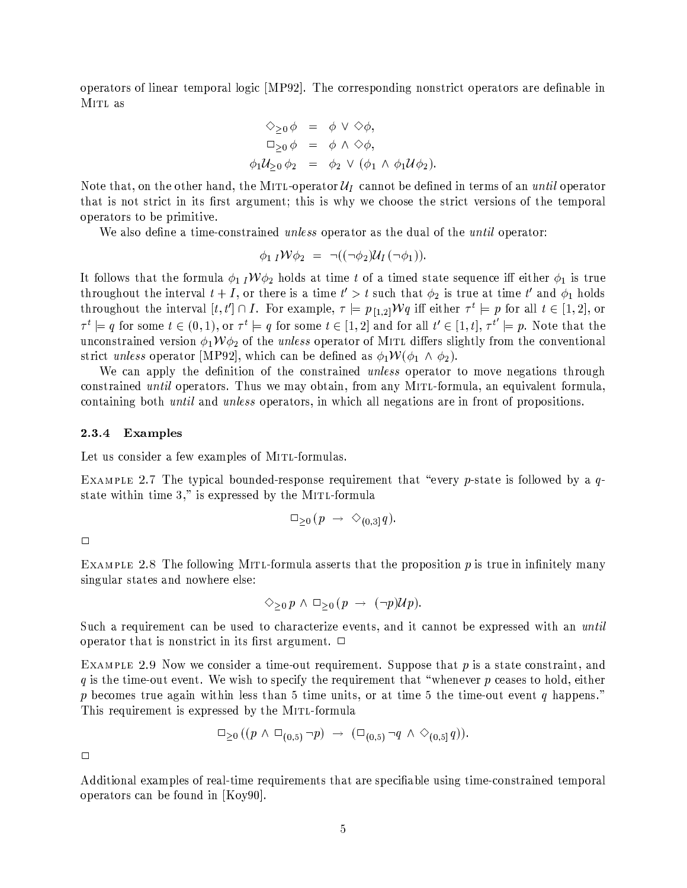operators of linear temporal logic [MP92]. The corresponding nonstrict operators are definable in MITL as

$$\begin{aligned}
\Diamond_{\geq 0}\,\phi &= \phi \vee \Diamond\phi, \\
\Box_{\geq 0}\,\phi &= \phi \wedge \Diamond\phi, \\
\phi_1\mathcal{U}_{\geq 0}\,\phi_2 &= \phi_2 \vee (\phi_1 \wedge \phi_1\mathcal{U}\phi_2).
\end{aligned}$$

Note that, on the other hand, the MITL-operator $\mathcal{U}_I$ cannot be defined in terms of an *until* operator that is not strict in its first argument; this is why we choose the strict versions of the temporal operators to be primitive.

We also define a time-constrained *unless* operator as the dual of the *until* operator:

$$\phi_1\,{}_I\mathcal{W}\phi_2 \;=\; \neg((\neg\phi_2)\mathcal{U}_I\,(\neg\phi_1)).$$

It follows that the formula $\phi_1\,{}_I\mathcal{W}\phi_2$ holds at time $t$ of a timed state sequence iff either $\phi_1$ is true throughout the interval $t+I$, or there is a time $t' > t$ such that $\phi_2$ is true at time $t'$ and $\phi_1$ holds throughout the interval $[t,t'] \cap I$. For example, $\tau \models p\,{}_{[1,2]}\mathcal{W}q$ iff either $\tau^t \models p$ for all $t \in [1,2]$, or $\tau^t \models q$ for some $t \in (0,1)$, or $\tau^t \models q$ for some $t \in [1,2]$ and for all $t' \in [1,t]$, $\tau^{t'} \models p$. Note that the unconstrained version $\phi_1\mathcal{W}\phi_2$ of the *unless* operator of MITL differs slightly from the conventional strict *unless* operator [MP92], which can be defined as $\phi_1\mathcal{W}(\phi_1 \wedge \phi_2)$.

We can apply the definition of the constrained *unless* operator to move negations through constrained *until* operators. Thus we may obtain, from any MITL-formula, an equivalent formula, containing both *until* and *unless* operators, in which all negations are in front of propositions.

### 2.3.4 Examples

Let us consider a few examples of MITL-formulas.

EXAMPLE 2.7 The typical bounded-response requirement that "every $p$-state is followed by a $q$-state within time 3," is expressed by the MITL-formula

$$\Box_{\geq 0}\,(p \;\rightarrow\; \Diamond_{(0,3]}\,q).$$

□

EXAMPLE 2.8 The following MITL-formula asserts that the proposition $p$ is true in infinitely many singular states and nowhere else:

$$\Diamond_{\geq 0}\,p \wedge \Box_{\geq 0}\,(p \;\rightarrow\; (\neg p)\mathcal{U}p).$$

Such a requirement can be used to characterize events, and it cannot be expressed with an *until* operator that is nonstrict in its first argument. □

EXAMPLE 2.9 Now we consider a time-out requirement. Suppose that $p$ is a state constraint, and $q$ is the time-out event. We wish to specify the requirement that "whenever $p$ ceases to hold, either $p$ becomes true again within less than 5 time units, or at time 5 the time-out event $q$ happens." This requirement is expressed by the MITL-formula

$$\Box_{\geq 0}\,((p \wedge \Box_{(0,5)}\,\neg p) \;\rightarrow\; (\Box_{(0,5)}\,\neg q \wedge \Diamond_{(0,5]}\,q)).$$

□

Additional examples of real-time requirements that are specifiable using time-constrained temporal operators can be found in [Koy90].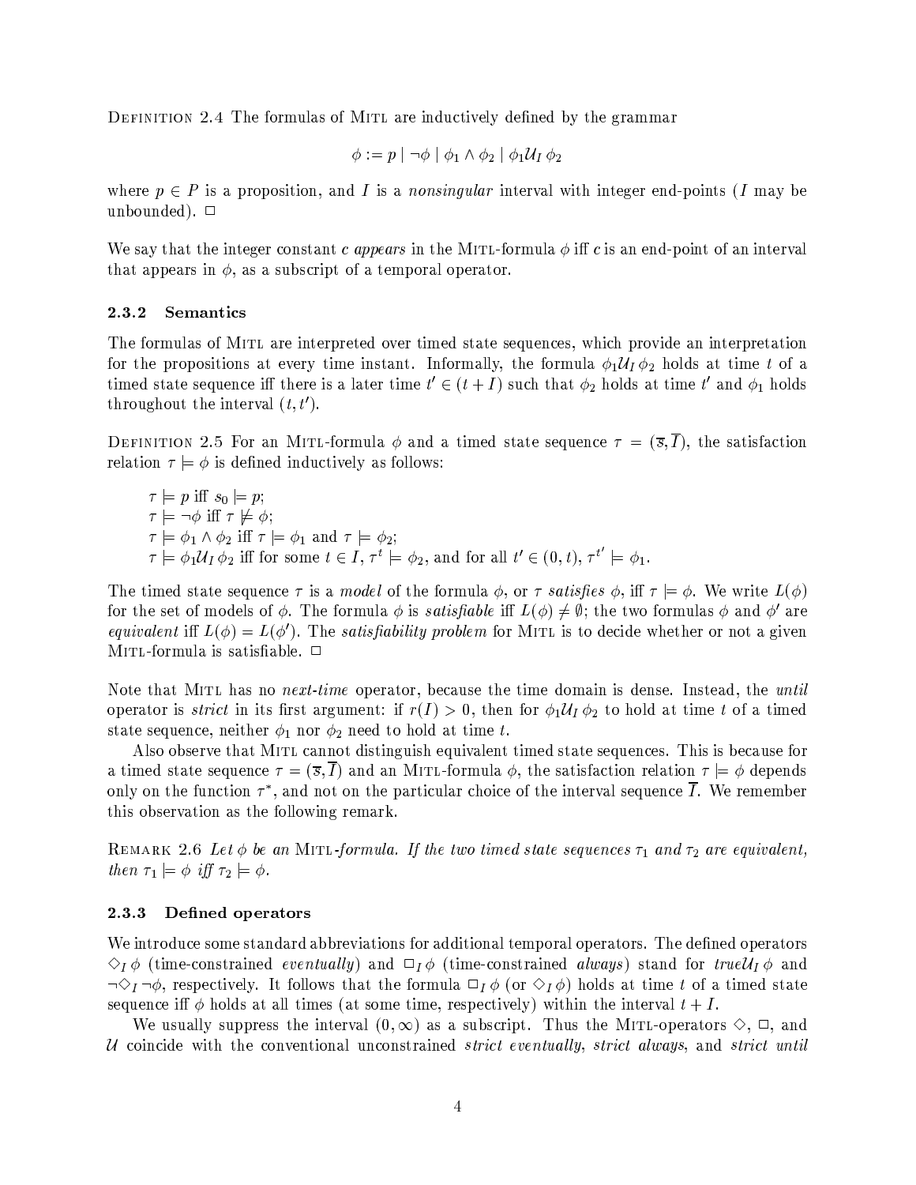Definition 2.4 The formulas of Mitl are inductively defined by the grammar

$$\phi := p \mid \neg\phi \mid \phi_1 \wedge \phi_2 \mid \phi_1 \mathcal{U}_I \phi_2$$

where $p \in P$ is a proposition, and $I$ is a *nonsingular* interval with integer end-points ($I$ may be unbounded). □

We say that the integer constant $c$ *appears* in the Mitl-formula $\phi$ iff $c$ is an end-point of an interval that appears in $\phi$, as a subscript of a temporal operator.

### 2.3.2 Semantics

The formulas of Mitl are interpreted over timed state sequences, which provide an interpretation for the propositions at every time instant. Informally, the formula $\phi_1 \mathcal{U}_I \phi_2$ holds at time $t$ of a timed state sequence iff there is a later time $t' \in (t + I)$ such that $\phi_2$ holds at time $t'$ and $\phi_1$ holds throughout the interval $(t, t')$.

Definition 2.5 For an Mitl-formula $\phi$ and a timed state sequence $\tau = (\overline{s}, \overline{I})$, the satisfaction relation $\tau \models \phi$ is defined inductively as follows:

$\tau \models p$ iff $s_0 \models p$;
$\tau \models \neg\phi$ iff $\tau \not\models \phi$;
$\tau \models \phi_1 \wedge \phi_2$ iff $\tau \models \phi_1$ and $\tau \models \phi_2$;
$\tau \models \phi_1 \mathcal{U}_I \phi_2$ iff for some $t \in I$, $\tau^t \models \phi_2$, and for all $t' \in (0, t)$, $\tau^{t'} \models \phi_1$.

The timed state sequence $\tau$ is a *model* of the formula $\phi$, or $\tau$ *satisfies* $\phi$, iff $\tau \models \phi$. We write $L(\phi)$ for the set of models of $\phi$. The formula $\phi$ is *satisfiable* iff $L(\phi) \neq \emptyset$; the two formulas $\phi$ and $\phi'$ are *equivalent* iff $L(\phi) = L(\phi')$. The *satisfiability problem* for Mitl is to decide whether or not a given Mitl-formula is satisfiable. □

Note that Mitl has no *next-time* operator, because the time domain is dense. Instead, the *until* operator is *strict* in its first argument: if $r(I) > 0$, then for $\phi_1 \mathcal{U}_I \phi_2$ to hold at time $t$ of a timed state sequence, neither $\phi_1$ nor $\phi_2$ need to hold at time $t$.

Also observe that Mitl cannot distinguish equivalent timed state sequences. This is because for a timed state sequence $\tau = (\overline{s}, \overline{I})$ and an Mitl-formula $\phi$, the satisfaction relation $\tau \models \phi$ depends only on the function $\tau^*$, and not on the particular choice of the interval sequence $\overline{I}$. We remember this observation as the following remark.

Remark 2.6 *Let $\phi$ be an* Mitl*-formula. If the two timed state sequences $\tau_1$ and $\tau_2$ are equivalent, then $\tau_1 \models \phi$ iff $\tau_2 \models \phi$.*

### 2.3.3 Defined operators

We introduce some standard abbreviations for additional temporal operators. The defined operators $\Diamond_I \phi$ (time-constrained *eventually*) and $\Box_I \phi$ (time-constrained *always*) stand for $true \mathcal{U}_I \phi$ and $\neg \Diamond_I \neg\phi$, respectively. It follows that the formula $\Box_I \phi$ (or $\Diamond_I \phi$) holds at time $t$ of a timed state sequence iff $\phi$ holds at all times (at some time, respectively) within the interval $t + I$.

We usually suppress the interval $(0, \infty)$ as a subscript. Thus the Mitl-operators $\Diamond$, $\Box$, and $\mathcal{U}$ coincide with the conventional unconstrained *strict eventually*, *strict always*, and *strict until*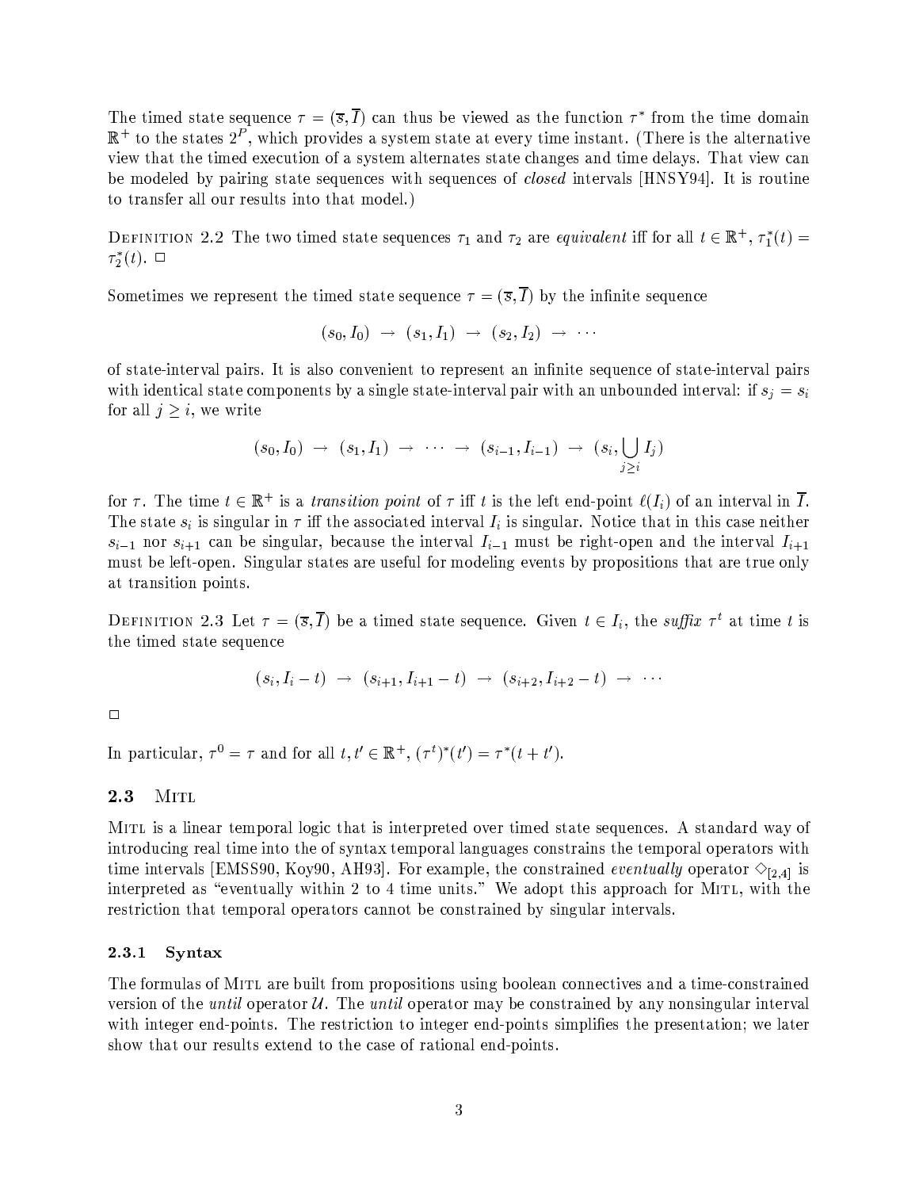The timed state sequence $\tau = (\overline{s}, \overline{I})$ can thus be viewed as the function $\tau^*$ from the time domain $\mathbb{R}^+$ to the states $2^P$, which provides a system state at every time instant. (There is the alternative view that the timed execution of a system alternates state changes and time delays. That view can be modeled by pairing state sequences with sequences of *closed* intervals [HNSY94]. It is routine to transfer all our results into that model.)

Definition 2.2 The two timed state sequences $\tau_1$ and $\tau_2$ are *equivalent* iff for all $t \in \mathbb{R}^+$, $\tau_1^*(t) = \tau_2^*(t)$. □

Sometimes we represent the timed state sequence $\tau = (\overline{s}, \overline{I})$ by the infinite sequence

$$(s_0, I_0) \rightarrow (s_1, I_1) \rightarrow (s_2, I_2) \rightarrow \cdots$$

of state-interval pairs. It is also convenient to represent an infinite sequence of state-interval pairs with identical state components by a single state-interval pair with an unbounded interval: if $s_j = s_i$ for all $j \geq i$, we write

$$(s_0, I_0) \rightarrow (s_1, I_1) \rightarrow \cdots \rightarrow (s_{i-1}, I_{i-1}) \rightarrow (s_i, \bigcup_{j \geq i} I_j)$$

for $\tau$. The time $t \in \mathbb{R}^+$ is a *transition point* of $\tau$ iff $t$ is the left end-point $\ell(I_i)$ of an interval in $\overline{I}$. The state $s_i$ is singular in $\tau$ iff the associated interval $I_i$ is singular. Notice that in this case neither $s_{i-1}$ nor $s_{i+1}$ can be singular, because the interval $I_{i-1}$ must be right-open and the interval $I_{i+1}$ must be left-open. Singular states are useful for modeling events by propositions that are true only at transition points.

Definition 2.3 Let $\tau = (\overline{s}, \overline{I})$ be a timed state sequence. Given $t \in I_i$, the *suffix* $\tau^t$ at time $t$ is the timed state sequence

$$(s_i, I_i - t) \rightarrow (s_{i+1}, I_{i+1} - t) \rightarrow (s_{i+2}, I_{i+2} - t) \rightarrow \cdots$$

□

In particular, $\tau^0 = \tau$ and for all $t, t' \in \mathbb{R}^+$, $(\tau^t)^*(t') = \tau^*(t + t')$.

### 2.3 Mitl

Mitl is a linear temporal logic that is interpreted over timed state sequences. A standard way of introducing real time into the of syntax temporal languages constrains the temporal operators with time intervals [EMSS90, Koy90, AH93]. For example, the constrained *eventually* operator $\Diamond_{[2,4]}$ is interpreted as "eventually within 2 to 4 time units." We adopt this approach for Mitl, with the restriction that temporal operators cannot be constrained by singular intervals.

#### 2.3.1 Syntax

The formulas of Mitl are built from propositions using boolean connectives and a time-constrained version of the *until* operator $\mathcal{U}$. The *until* operator may be constrained by any nonsingular interval with integer end-points. The restriction to integer end-points simplifies the presentation; we later show that our results extend to the case of rational end-points.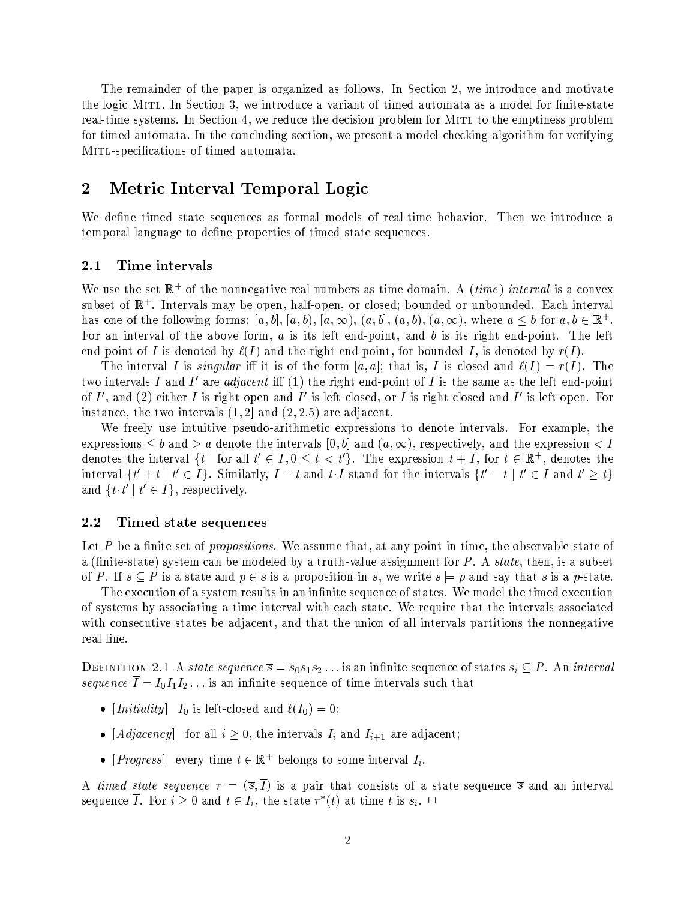The remainder of the paper is organized as follows. In Section 2, we introduce and motivate the logic MITL. In Section 3, we introduce a variant of timed automata as a model for finite-state real-time systems. In Section 4, we reduce the decision problem for MITL to the emptiness problem for timed automata. In the concluding section, we present a model-checking algorithm for verifying MITL-specifications of timed automata.

# 2 Metric Interval Temporal Logic

We define timed state sequences as formal models of real-time behavior. Then we introduce a temporal language to define properties of timed state sequences.

## 2.1 Time intervals

We use the set $\mathbb{R}^+$ of the nonnegative real numbers as time domain. A (*time*) *interval* is a convex subset of $\mathbb{R}^+$. Intervals may be open, half-open, or closed; bounded or unbounded. Each interval has one of the following forms: $[a,b]$, $[a,b)$, $[a,\infty)$, $(a,b]$, $(a,b)$, $(a,\infty)$, where $a \leq b$ for $a, b \in \mathbb{R}^+$. For an interval of the above form, $a$ is its left end-point, and $b$ is its right end-point. The left end-point of $I$ is denoted by $\ell(I)$ and the right end-point, for bounded $I$, is denoted by $r(I)$.

The interval $I$ is *singular* iff it is of the form $[a,a]$; that is, $I$ is closed and $\ell(I) = r(I)$. The two intervals $I$ and $I'$ are *adjacent* iff (1) the right end-point of $I$ is the same as the left end-point of $I'$, and (2) either $I$ is right-open and $I'$ is left-closed, or $I$ is right-closed and $I'$ is left-open. For instance, the two intervals $(1,2]$ and $(2,2.5)$ are adjacent.

We freely use intuitive pseudo-arithmetic expressions to denote intervals. For example, the expressions $\leq b$ and $> a$ denote the intervals $[0,b]$ and $(a,\infty)$, respectively, and the expression $< I$ denotes the interval $\{t \mid \text{for all } t' \in I, 0 \leq t < t'\}$. The expression $t + I$, for $t \in \mathbb{R}^+$, denotes the interval $\{t' + t \mid t' \in I\}$. Similarly, $I - t$ and $t \cdot I$ stand for the intervals $\{t' - t \mid t' \in I \text{ and } t' \geq t\}$ and $\{t \cdot t' \mid t' \in I\}$, respectively.

## 2.2 Timed state sequences

Let $P$ be a finite set of *propositions*. We assume that, at any point in time, the observable state of a (finite-state) system can be modeled by a truth-value assignment for $P$. A *state*, then, is a subset of $P$. If $s \subseteq P$ is a state and $p \in s$ is a proposition in $s$, we write $s \models p$ and say that $s$ is a $p$-state.

The execution of a system results in an infinite sequence of states. We model the timed execution of systems by associating a time interval with each state. We require that the intervals associated with consecutive states be adjacent, and that the union of all intervals partitions the nonnegative real line.

DEFINITION 2.1 A *state sequence* $\overline{s} = s_0 s_1 s_2 \ldots$ is an infinite sequence of states $s_i \subseteq P$. An *interval sequence* $\overline{I} = I_0 I_1 I_2 \ldots$ is an infinite sequence of time intervals such that

- [*Initiality*] $I_0$ is left-closed and $\ell(I_0) = 0$;
- [*Adjacency*] for all $i \geq 0$, the intervals $I_i$ and $I_{i+1}$ are adjacent;
- [*Progress*] every time $t \in \mathbb{R}^+$ belongs to some interval $I_i$.

A *timed state sequence* $\tau = (\overline{s}, \overline{I})$ is a pair that consists of a state sequence $\overline{s}$ and an interval sequence $\overline{I}$. For $i \geq 0$ and $t \in I_i$, the state $\tau^*(t)$ at time $t$ is $s_i$. □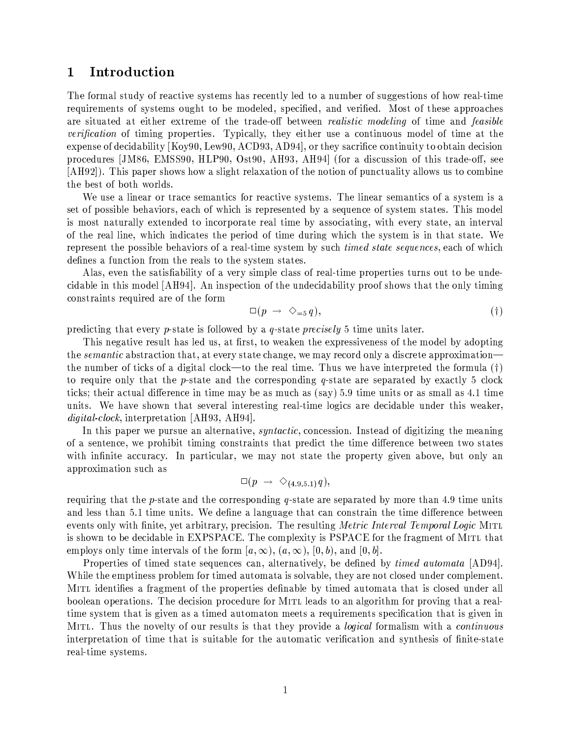# 1 Introduction

The formal study of reactive systems has recently led to a number of suggestions of how real-time requirements of systems ought to be modeled, specified, and verified. Most of these approaches are situated at either extreme of the trade-off between *realistic modeling* of time and *feasible verification* of timing properties. Typically, they either use a continuous model of time at the expense of decidability [Koy90, Lew90, ACD93, AD94], or they sacrifice continuity to obtain decision procedures [JM86, EMSS90, HLP90, Ost90, AH93, AH94] (for a discussion of this trade-off, see [AH92]). This paper shows how a slight relaxation of the notion of punctuality allows us to combine the best of both worlds.

We use a linear or trace semantics for reactive systems. The linear semantics of a system is a set of possible behaviors, each of which is represented by a sequence of system states. This model is most naturally extended to incorporate real time by associating, with every state, an interval of the real line, which indicates the period of time during which the system is in that state. We represent the possible behaviors of a real-time system by such *timed state sequences*, each of which defines a function from the reals to the system states.

Alas, even the satisfiability of a very simple class of real-time properties turns out to be undecidable in this model [AH94]. An inspection of the undecidability proof shows that the only timing constraints required are of the form

$$\Box(p \ \rightarrow \ \Diamond_{=5}\, q), \qquad (\dagger)$$

predicting that every $p$-state is followed by a $q$-state *precisely* 5 time units later.

This negative result has led us, at first, to weaken the expressiveness of the model by adopting the *semantic* abstraction that, at every state change, we may record only a discrete approximation—the number of ticks of a digital clock—to the real time. Thus we have interpreted the formula ($\dagger$) to require only that the $p$-state and the corresponding $q$-state are separated by exactly 5 clock ticks; their actual difference in time may be as much as (say) 5.9 time units or as small as 4.1 time units. We have shown that several interesting real-time logics are decidable under this weaker, *digital-clock*, interpretation [AH93, AH94].

In this paper we pursue an alternative, *syntactic*, concession. Instead of digitizing the meaning of a sentence, we prohibit timing constraints that predict the time difference between two states with infinite accuracy. In particular, we may not state the property given above, but only an approximation such as

$$\Box(p \ \rightarrow \ \Diamond_{(4.9,5.1)}\, q),$$

requiring that the $p$-state and the corresponding $q$-state are separated by more than 4.9 time units and less than 5.1 time units. We define a language that can constrain the time difference between events only with finite, yet arbitrary, precision. The resulting *Metric Interval Temporal Logic* MITL is shown to be decidable in EXPSPACE. The complexity is PSPACE for the fragment of MITL that employs only time intervals of the form $[a, \infty)$, $(a, \infty)$, $[0, b)$, and $[0, b]$.

Properties of timed state sequences can, alternatively, be defined by *timed automata* [AD94]. While the emptiness problem for timed automata is solvable, they are not closed under complement. MITL identifies a fragment of the properties definable by timed automata that is closed under all boolean operations. The decision procedure for MITL leads to an algorithm for proving that a real-time system that is given as a timed automaton meets a requirements specification that is given in MITL. Thus the novelty of our results is that they provide a *logical* formalism with a *continuous* interpretation of time that is suitable for the automatic verification and synthesis of finite-state real-time systems.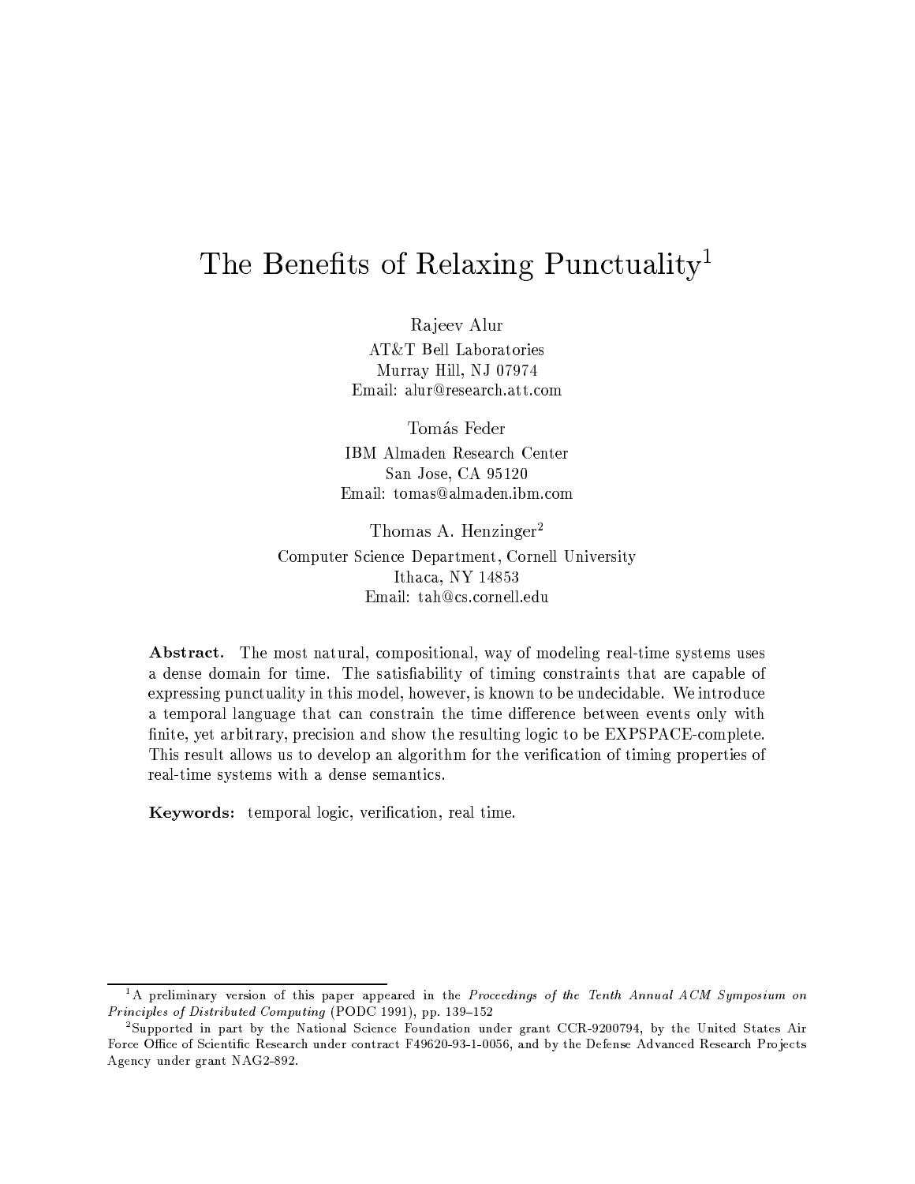# The Benefits of Relaxing Punctuality[1]

Rajeev Alur
AT&T Bell Laboratories
Murray Hill, NJ 07974
Email: alur@research.att.com

Tomás Feder
IBM Almaden Research Center
San Jose, CA 95120
Email: tomas@almaden.ibm.com

Thomas A. Henzinger[2]
Computer Science Department, Cornell University
Ithaca, NY 14853
Email: tah@cs.cornell.edu

**Abstract.** The most natural, compositional, way of modeling real-time systems uses a dense domain for time. The satisfiability of timing constraints that are capable of expressing punctuality in this model, however, is known to be undecidable. We introduce a temporal language that can constrain the time difference between events only with finite, yet arbitrary, precision and show the resulting logic to be EXPSPACE-complete. This result allows us to develop an algorithm for the verification of timing properties of real-time systems with a dense semantics.

**Keywords:** temporal logic, verification, real time.

---

[1] A preliminary version of this paper appeared in the *Proceedings of the Tenth Annual ACM Symposium on Principles of Distributed Computing* (PODC 1991), pp. 139–152

[2] Supported in part by the National Science Foundation under grant CCR-9200794, by the United States Air Force Office of Scientific Research under contract F49620-93-1-0056, and by the Defense Advanced Research Projects Agency under grant NAG2-892.